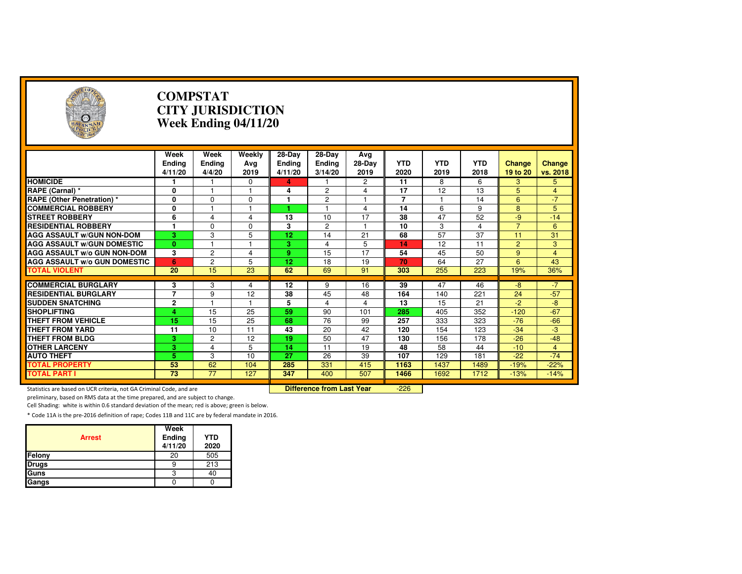# COMPSTAT
# CITY JURISDICTION
# Week Ending 04/11/20

| | Week Ending 4/11/20 | Week Ending 4/4/20 | Weekly Avg 2019 | 28-Day Ending 4/11/20 | 28-Day Ending 3/14/20 | Avg 28-Day 2019 | YTD 2020 | YTD 2019 | YTD 2018 | Change 19 to 20 | Change vs. 2018 |
|---|---|---|---|---|---|---|---|---|---|---|---|
| **HOMICIDE** | 1 | 1 | 0 | 4 | 1 | 2 | 11 | 8 | 6 | 3 | 5 |
| **RAPE (Carnal) *** | 0 | 1 | 1 | 4 | 2 | 4 | 17 | 12 | 13 | 5 | 4 |
| **RAPE (Other Penetration) *** | 0 | 0 | 0 | 1 | 2 | 1 | 7 | 1 | 14 | 6 | -7 |
| **COMMERCIAL ROBBERY** | 0 | 1 | 1 | 1 | 1 | 4 | 14 | 6 | 9 | 8 | 5 |
| **STREET ROBBERY** | 6 | 4 | 4 | 13 | 10 | 17 | 38 | 47 | 52 | -9 | -14 |
| **RESIDENTIAL ROBBERY** | 1 | 0 | 0 | 3 | 2 | 1 | 10 | 3 | 4 | 7 | 6 |
| **AGG ASSAULT w/GUN NON-DOM** | 3 | 3 | 5 | 12 | 14 | 21 | 68 | 57 | 37 | 11 | 31 |
| **AGG ASSAULT w/GUN DOMESTIC** | 0 | 1 | 1 | 3 | 4 | 5 | 14 | 12 | 11 | 2 | 3 |
| **AGG ASSAULT w/o GUN NON-DOM** | 3 | 2 | 4 | 9 | 15 | 17 | 54 | 45 | 50 | 9 | 4 |
| **AGG ASSAULT w/o GUN DOMESTIC** | 6 | 2 | 5 | 12 | 18 | 19 | 70 | 64 | 27 | 6 | 43 |
| **TOTAL VIOLENT** | 20 | 15 | 23 | 62 | 69 | 91 | 303 | 255 | 223 | 19% | 36% |
| **COMMERCIAL BURGLARY** | 3 | 3 | 4 | 12 | 9 | 16 | 39 | 47 | 46 | -8 | -7 |
| **RESIDENTIAL BURGLARY** | 7 | 9 | 12 | 38 | 45 | 48 | 164 | 140 | 221 | 24 | -57 |
| **SUDDEN SNATCHING** | 2 | 1 | 1 | 5 | 4 | 4 | 13 | 15 | 21 | -2 | -8 |
| **SHOPLIFTING** | 4 | 15 | 25 | 59 | 90 | 101 | 285 | 405 | 352 | -120 | -67 |
| **THEFT FROM VEHICLE** | 15 | 15 | 25 | 68 | 76 | 99 | 257 | 333 | 323 | -76 | -66 |
| **THEFT FROM YARD** | 11 | 10 | 11 | 43 | 20 | 42 | 120 | 154 | 123 | -34 | -3 |
| **THEFT FROM BLDG** | 3 | 2 | 12 | 19 | 50 | 47 | 130 | 156 | 178 | -26 | -48 |
| **OTHER LARCENY** | 3 | 4 | 5 | 14 | 11 | 19 | 48 | 58 | 44 | -10 | 4 |
| **AUTO THEFT** | 5 | 3 | 10 | 27 | 26 | 39 | 107 | 129 | 181 | -22 | -74 |
| **TOTAL PROPERTY** | 53 | 62 | 104 | 285 | 331 | 415 | 1163 | 1437 | 1489 | -19% | -22% |
| **TOTAL PART I** | 73 | 77 | 127 | 347 | 400 | 507 | 1466 | 1692 | 1712 | -13% | -14% |

**Difference from Last Year** -226

Statistics are based on UCR criteria, not GA Criminal Code, and are preliminary, based on RMS data at the time prepared, and are subject to change.

Cell Shading: white is within 0.6 standard deviation of the mean; red is above; green is below.

* Code 11A is the pre-2016 definition of rape; Codes 11B and 11C are by federal mandate in 2016.

| Arrest | Week Ending 4/11/20 | YTD 2020 |
|---|---|---|
| Felony | 20 | 505 |
| Drugs | 9 | 213 |
| Guns | 3 | 40 |
| Gangs | 0 | 0 |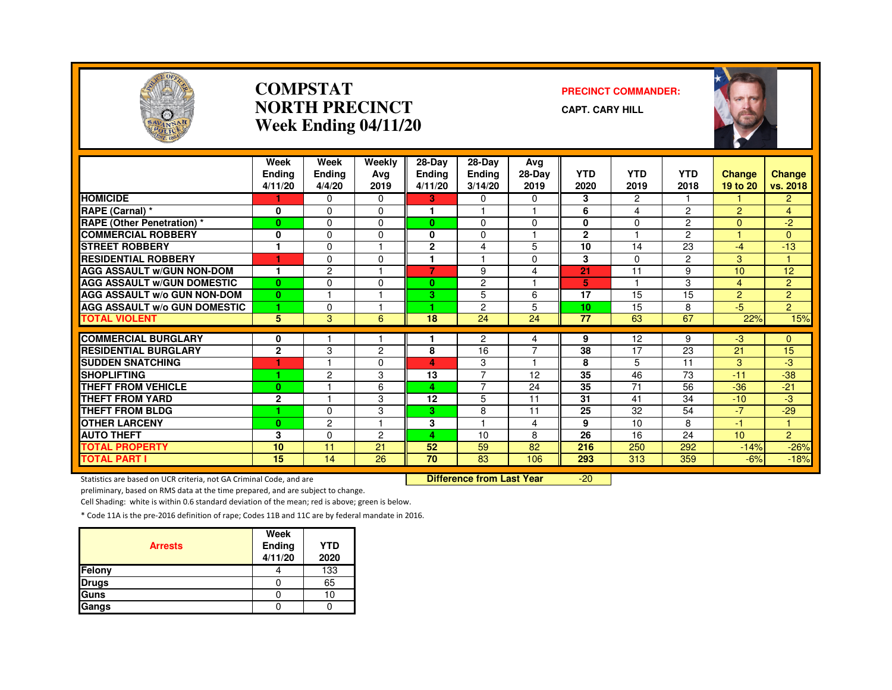# COMPSTAT
# NORTH PRECINCT
# Week Ending 04/11/20

**PRECINCT COMMANDER:**

**CAPT. CARY HILL**

| | Week Ending 4/11/20 | Week Ending 4/4/20 | Weekly Avg 2019 | 28-Day Ending 4/11/20 | 28-Day Ending 3/14/20 | Avg 28-Day 2019 | YTD 2020 | YTD 2019 | YTD 2018 | Change 19 to 20 | Change vs. 2018 |
|---|---|---|---|---|---|---|---|---|---|---|---|
| HOMICIDE | 1 | 0 | 0 | 3 | 0 | 0 | 3 | 2 | 1 | 1 | 2 |
| RAPE (Carnal) * | 0 | 0 | 0 | 1 | 1 | 1 | 6 | 4 | 2 | 2 | 4 |
| RAPE (Other Penetration) * | 0 | 0 | 0 | 0 | 0 | 0 | 0 | 0 | 2 | 0 | -2 |
| COMMERCIAL ROBBERY | 0 | 0 | 0 | 0 | 0 | 1 | 2 | 1 | 2 | 1 | 0 |
| STREET ROBBERY | 1 | 0 | 1 | 2 | 4 | 5 | 10 | 14 | 23 | -4 | -13 |
| RESIDENTIAL ROBBERY | 1 | 0 | 0 | 1 | 1 | 0 | 3 | 0 | 2 | 3 | 1 |
| AGG ASSAULT w/GUN NON-DOM | 1 | 2 | 1 | 7 | 9 | 4 | 21 | 11 | 9 | 10 | 12 |
| AGG ASSAULT w/GUN DOMESTIC | 0 | 0 | 0 | 0 | 2 | 1 | 5 | 1 | 3 | 4 | 2 |
| AGG ASSAULT w/o GUN NON-DOM | 0 | 1 | 1 | 3 | 5 | 6 | 17 | 15 | 15 | 2 | 2 |
| AGG ASSAULT w/o GUN DOMESTIC | 1 | 0 | 1 | 1 | 2 | 5 | 10 | 15 | 8 | -5 | 2 |
| TOTAL VIOLENT | 5 | 3 | 6 | 18 | 24 | 24 | 77 | 63 | 67 | 22% | 15% |
| COMMERCIAL BURGLARY | 0 | 1 | 1 | 1 | 2 | 4 | 9 | 12 | 9 | -3 | 0 |
| RESIDENTIAL BURGLARY | 2 | 3 | 2 | 8 | 16 | 7 | 38 | 17 | 23 | 21 | 15 |
| SUDDEN SNATCHING | 1 | 1 | 0 | 4 | 3 | 1 | 8 | 5 | 11 | 3 | -3 |
| SHOPLIFTING | 1 | 2 | 3 | 13 | 7 | 12 | 35 | 46 | 73 | -11 | -38 |
| THEFT FROM VEHICLE | 0 | 1 | 6 | 4 | 7 | 24 | 35 | 71 | 56 | -36 | -21 |
| THEFT FROM YARD | 2 | 1 | 3 | 12 | 5 | 11 | 31 | 41 | 34 | -10 | -3 |
| THEFT FROM BLDG | 1 | 0 | 3 | 3 | 8 | 11 | 25 | 32 | 54 | -7 | -29 |
| OTHER LARCENY | 0 | 2 | 1 | 3 | 1 | 4 | 9 | 10 | 8 | -1 | 1 |
| AUTO THEFT | 3 | 0 | 2 | 4 | 10 | 8 | 26 | 16 | 24 | 10 | 2 |
| TOTAL PROPERTY | 10 | 11 | 21 | 52 | 59 | 82 | 216 | 250 | 292 | -14% | -26% |
| TOTAL PART I | 15 | 14 | 26 | 70 | 83 | 106 | 293 | 313 | 359 | -6% | -18% |

**Difference from Last Year** -20

Statistics are based on UCR criteria, not GA Criminal Code, and are preliminary, based on RMS data at the time prepared, and are subject to change.

Cell Shading: white is within 0.6 standard deviation of the mean; red is above; green is below.

* Code 11A is the pre-2016 definition of rape; Codes 11B and 11C are by federal mandate in 2016.

| Arrests | Week Ending 4/11/20 | YTD 2020 |
|---|---|---|
| Felony | 4 | 133 |
| Drugs | 0 | 65 |
| Guns | 0 | 10 |
| Gangs | 0 | 0 |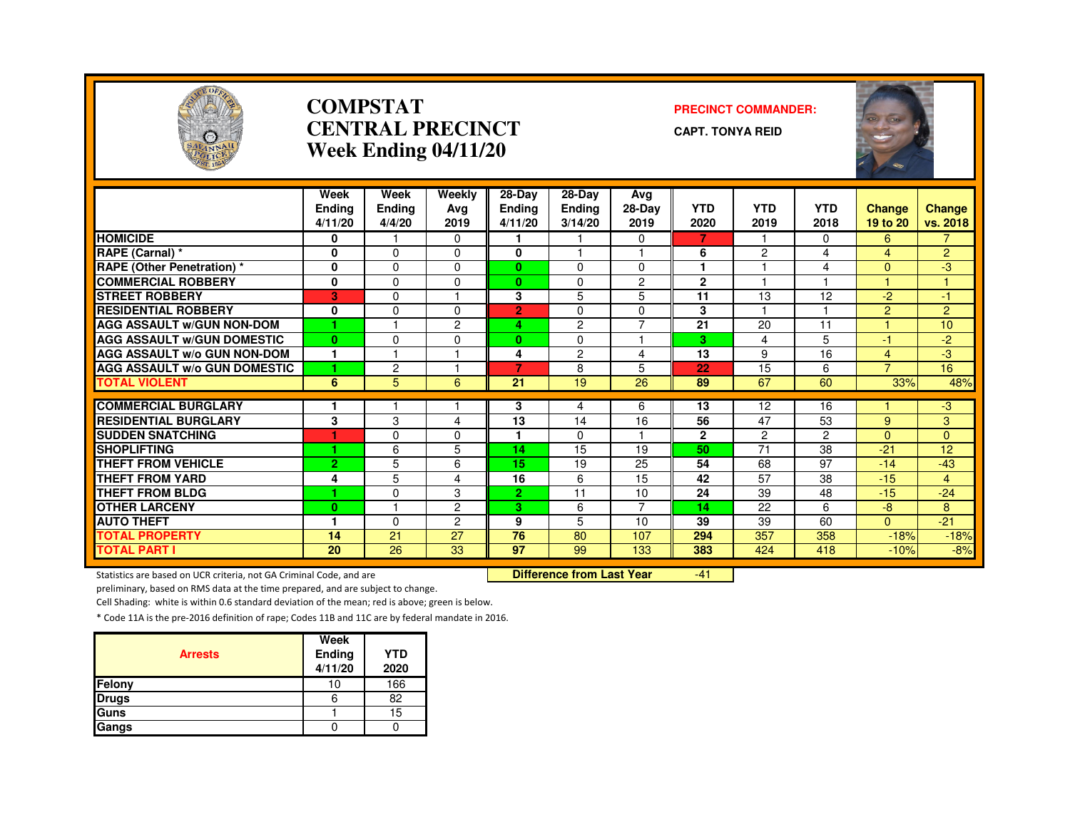# COMPSTAT CENTRAL PRECINCT Week Ending 04/11/20

**PRECINCT COMMANDER:**

**CAPT. TONYA REID**

| | Week Ending 4/11/20 | Week Ending 4/4/20 | Weekly Avg 2019 | 28-Day Ending 4/11/20 | 28-Day Ending 3/14/20 | Avg 28-Day 2019 | YTD 2020 | YTD 2019 | YTD 2018 | Change 19 to 20 | Change vs. 2018 |
|---|---|---|---|---|---|---|---|---|---|---|---|
| HOMICIDE | 0 | 1 | 0 | 1 | 1 | 0 | 7 | 1 | 0 | 6 | 7 |
| RAPE (Carnal) * | 0 | 0 | 0 | 0 | 1 | 1 | 6 | 2 | 4 | 4 | 2 |
| RAPE (Other Penetration) * | 0 | 0 | 0 | 0 | 0 | 0 | 1 | 1 | 4 | 0 | -3 |
| COMMERCIAL ROBBERY | 0 | 0 | 0 | 0 | 0 | 2 | 2 | 1 | 1 | 1 | 1 |
| STREET ROBBERY | 3 | 0 | 1 | 3 | 5 | 5 | 11 | 13 | 12 | -2 | -1 |
| RESIDENTIAL ROBBERY | 0 | 0 | 0 | 2 | 0 | 0 | 3 | 1 | 1 | 2 | 2 |
| AGG ASSAULT w/GUN NON-DOM | 1 | 1 | 2 | 4 | 2 | 7 | 21 | 20 | 11 | 1 | 10 |
| AGG ASSAULT w/GUN DOMESTIC | 0 | 0 | 0 | 0 | 0 | 1 | 3 | 4 | 5 | -1 | -2 |
| AGG ASSAULT w/o GUN NON-DOM | 1 | 1 | 1 | 4 | 2 | 4 | 13 | 9 | 16 | 4 | -3 |
| AGG ASSAULT w/o GUN DOMESTIC | 1 | 2 | 1 | 7 | 8 | 5 | 22 | 15 | 6 | 7 | 16 |
| TOTAL VIOLENT | 6 | 5 | 6 | 21 | 19 | 26 | 89 | 67 | 60 | 33% | 48% |
| COMMERCIAL BURGLARY | 1 | 1 | 1 | 3 | 4 | 6 | 13 | 12 | 16 | 1 | -3 |
| RESIDENTIAL BURGLARY | 3 | 3 | 4 | 13 | 14 | 16 | 56 | 47 | 53 | 9 | 3 |
| SUDDEN SNATCHING | 1 | 0 | 0 | 1 | 0 | 1 | 2 | 2 | 2 | 0 | 0 |
| SHOPLIFTING | 1 | 6 | 5 | 14 | 15 | 19 | 50 | 71 | 38 | -21 | 12 |
| THEFT FROM VEHICLE | 2 | 5 | 6 | 15 | 19 | 25 | 54 | 68 | 97 | -14 | -43 |
| THEFT FROM YARD | 4 | 5 | 4 | 16 | 6 | 15 | 42 | 57 | 38 | -15 | 4 |
| THEFT FROM BLDG | 1 | 0 | 3 | 2 | 11 | 10 | 24 | 39 | 48 | -15 | -24 |
| OTHER LARCENY | 0 | 1 | 2 | 3 | 6 | 7 | 14 | 22 | 6 | -8 | 8 |
| AUTO THEFT | 1 | 0 | 2 | 9 | 5 | 10 | 39 | 39 | 60 | 0 | -21 |
| TOTAL PROPERTY | 14 | 21 | 27 | 76 | 80 | 107 | 294 | 357 | 358 | -18% | -18% |
| TOTAL PART I | 20 | 26 | 33 | 97 | 99 | 133 | 383 | 424 | 418 | -10% | -8% |

**Difference from Last Year** -41

Statistics are based on UCR criteria, not GA Criminal Code, and are preliminary, based on RMS data at the time prepared, and are subject to change.

Cell Shading: white is within 0.6 standard deviation of the mean; red is above; green is below.

* Code 11A is the pre-2016 definition of rape; Codes 11B and 11C are by federal mandate in 2016.

| Arrests | Week Ending 4/11/20 | YTD 2020 |
|---|---|---|
| Felony | 10 | 166 |
| Drugs | 6 | 82 |
| Guns | 1 | 15 |
| Gangs | 0 | 0 |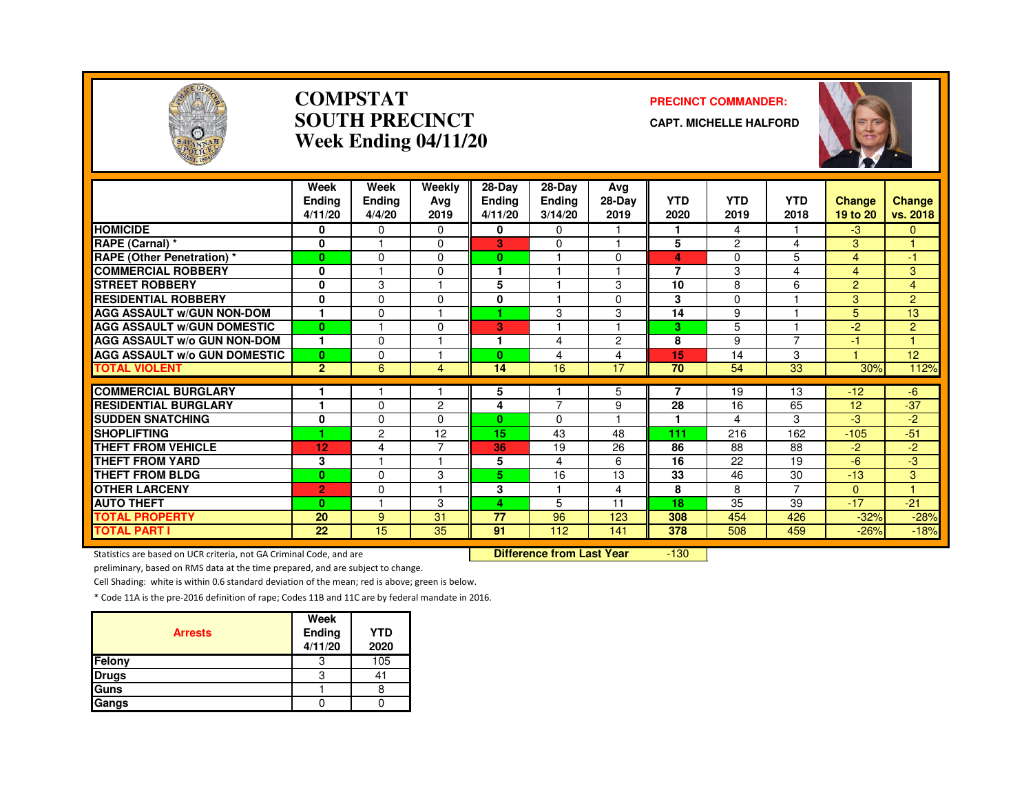# COMPSTAT
# SOUTH PRECINCT
# Week Ending 04/11/20

**PRECINCT COMMANDER:**

**CAPT. MICHELLE HALFORD**

| | Week Ending 4/11/20 | Week Ending 4/4/20 | Weekly Avg 2019 | 28-Day Ending 4/11/20 | 28-Day Ending 3/14/20 | Avg 28-Day 2019 | YTD 2020 | YTD 2019 | YTD 2018 | Change 19 to 20 | Change vs. 2018 |
|---|---|---|---|---|---|---|---|---|---|---|---|
| HOMICIDE | 0 | 0 | 0 | 0 | 0 | 1 | 1 | 4 | 1 | -3 | 0 |
| RAPE (Carnal) * | 0 | 1 | 0 | 3 | 0 | 1 | 5 | 2 | 4 | 3 | 1 |
| RAPE (Other Penetration) * | 0 | 0 | 0 | 0 | 1 | 0 | 4 | 0 | 5 | 4 | -1 |
| COMMERCIAL ROBBERY | 0 | 1 | 0 | 1 | 1 | 1 | 7 | 3 | 4 | 4 | 3 |
| STREET ROBBERY | 0 | 3 | 1 | 5 | 1 | 3 | 10 | 8 | 6 | 2 | 4 |
| RESIDENTIAL ROBBERY | 0 | 0 | 0 | 0 | 1 | 0 | 3 | 0 | 1 | 3 | 2 |
| AGG ASSAULT w/GUN NON-DOM | 1 | 0 | 1 | 1 | 3 | 3 | 14 | 9 | 1 | 5 | 13 |
| AGG ASSAULT w/GUN DOMESTIC | 0 | 1 | 0 | 3 | 1 | 1 | 3 | 5 | 1 | -2 | 2 |
| AGG ASSAULT w/o GUN NON-DOM | 1 | 0 | 1 | 1 | 4 | 2 | 8 | 9 | 7 | -1 | 1 |
| AGG ASSAULT w/o GUN DOMESTIC | 0 | 0 | 1 | 0 | 4 | 4 | 15 | 14 | 3 | 1 | 12 |
| TOTAL VIOLENT | 2 | 6 | 4 | 14 | 16 | 17 | 70 | 54 | 33 | 30% | 112% |
| COMMERCIAL BURGLARY | 1 | 1 | 1 | 5 | 1 | 5 | 7 | 19 | 13 | -12 | -6 |
| RESIDENTIAL BURGLARY | 1 | 0 | 2 | 4 | 7 | 9 | 28 | 16 | 65 | 12 | -37 |
| SUDDEN SNATCHING | 0 | 0 | 0 | 0 | 0 | 1 | 1 | 4 | 3 | -3 | -2 |
| SHOPLIFTING | 1 | 2 | 12 | 15 | 43 | 48 | 111 | 216 | 162 | -105 | -51 |
| THEFT FROM VEHICLE | 12 | 4 | 7 | 36 | 19 | 26 | 86 | 88 | 88 | -2 | -2 |
| THEFT FROM YARD | 3 | 1 | 1 | 5 | 4 | 6 | 16 | 22 | 19 | -6 | -3 |
| THEFT FROM BLDG | 0 | 0 | 3 | 5 | 16 | 13 | 33 | 46 | 30 | -13 | 3 |
| OTHER LARCENY | 2 | 0 | 1 | 3 | 1 | 4 | 8 | 8 | 7 | 0 | 1 |
| AUTO THEFT | 0 | 1 | 3 | 4 | 5 | 11 | 18 | 35 | 39 | -17 | -21 |
| TOTAL PROPERTY | 20 | 9 | 31 | 77 | 96 | 123 | 308 | 454 | 426 | -32% | -28% |
| TOTAL PART I | 22 | 15 | 35 | 91 | 112 | 141 | 378 | 508 | 459 | -26% | -18% |

**Difference from Last Year** -130

Statistics are based on UCR criteria, not GA Criminal Code, and are preliminary, based on RMS data at the time prepared, and are subject to change.

Cell Shading: white is within 0.6 standard deviation of the mean; red is above; green is below.

* Code 11A is the pre-2016 definition of rape; Codes 11B and 11C are by federal mandate in 2016.

| Arrests | Week Ending 4/11/20 | YTD 2020 |
|---|---|---|
| Felony | 3 | 105 |
| Drugs | 3 | 41 |
| Guns | 1 | 8 |
| Gangs | 0 | 0 |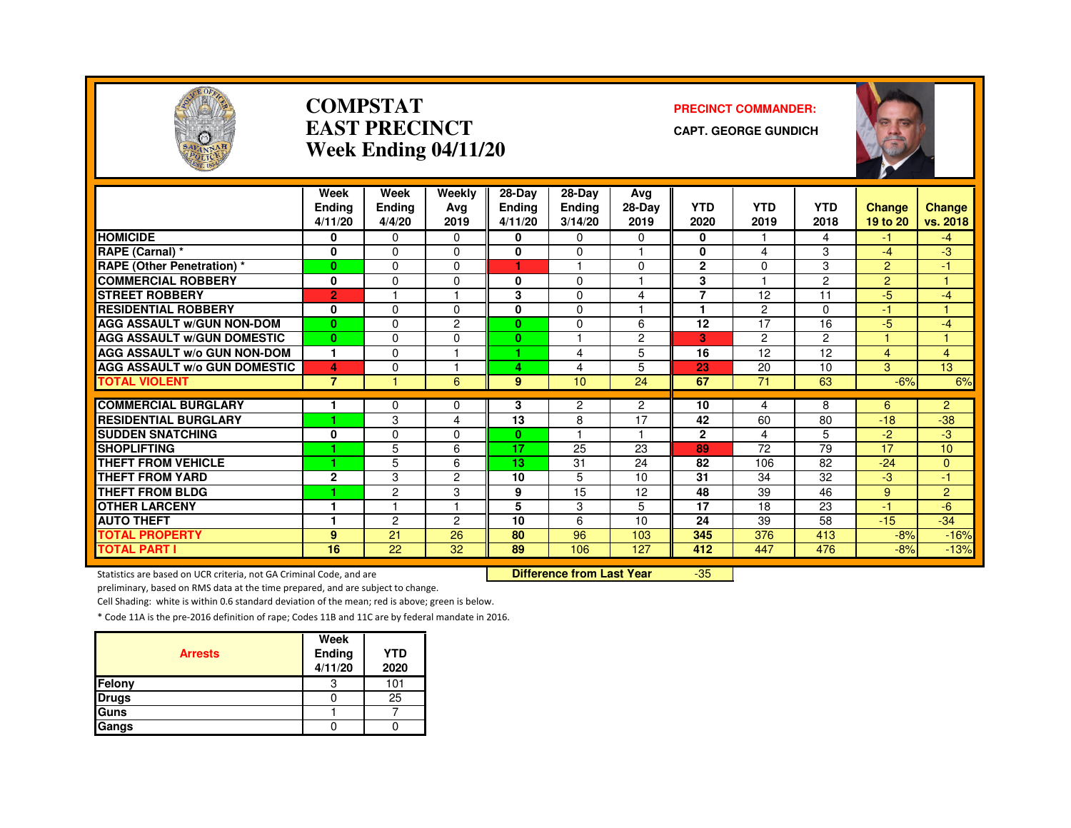# COMPSTAT
# EAST PRECINCT
# Week Ending 04/11/20

**PRECINCT COMMANDER:**

**CAPT. GEORGE GUNDICH**

| | Week Ending 4/11/20 | Week Ending 4/4/20 | Weekly Avg 2019 | 28-Day Ending 4/11/20 | 28-Day Ending 3/14/20 | Avg 28-Day 2019 | YTD 2020 | YTD 2019 | YTD 2018 | Change 19 to 20 | Change vs. 2018 |
|---|---|---|---|---|---|---|---|---|---|---|---|
| HOMICIDE | 0 | 0 | 0 | 0 | 0 | 0 | 0 | 1 | 4 | -1 | -4 |
| RAPE (Carnal) * | 0 | 0 | 0 | 0 | 0 | 1 | 0 | 4 | 3 | -4 | -3 |
| RAPE (Other Penetration) * | 0 | 0 | 0 | 1 | 1 | 0 | 2 | 0 | 3 | 2 | -1 |
| COMMERCIAL ROBBERY | 0 | 0 | 0 | 0 | 0 | 1 | 3 | 1 | 2 | 2 | 1 |
| STREET ROBBERY | 2 | 1 | 1 | 3 | 0 | 4 | 7 | 12 | 11 | -5 | -4 |
| RESIDENTIAL ROBBERY | 0 | 0 | 0 | 0 | 0 | 1 | 1 | 2 | 0 | -1 | 1 |
| AGG ASSAULT w/GUN NON-DOM | 0 | 0 | 2 | 0 | 0 | 6 | 12 | 17 | 16 | -5 | -4 |
| AGG ASSAULT w/GUN DOMESTIC | 0 | 0 | 0 | 0 | 1 | 2 | 3 | 2 | 2 | 1 | 1 |
| AGG ASSAULT w/o GUN NON-DOM | 1 | 0 | 1 | 1 | 4 | 5 | 16 | 12 | 12 | 4 | 4 |
| AGG ASSAULT w/o GUN DOMESTIC | 4 | 0 | 1 | 4 | 4 | 5 | 23 | 20 | 10 | 3 | 13 |
| TOTAL VIOLENT | 7 | 1 | 6 | 9 | 10 | 24 | 67 | 71 | 63 | -6% | 6% |
| COMMERCIAL BURGLARY | 1 | 0 | 0 | 3 | 2 | 2 | 10 | 4 | 8 | 6 | 2 |
| RESIDENTIAL BURGLARY | 1 | 3 | 4 | 13 | 8 | 17 | 42 | 60 | 80 | -18 | -38 |
| SUDDEN SNATCHING | 0 | 0 | 0 | 0 | 1 | 1 | 2 | 4 | 5 | -2 | -3 |
| SHOPLIFTING | 1 | 5 | 6 | 17 | 25 | 23 | 89 | 72 | 79 | 17 | 10 |
| THEFT FROM VEHICLE | 1 | 5 | 6 | 13 | 31 | 24 | 82 | 106 | 82 | -24 | 0 |
| THEFT FROM YARD | 2 | 3 | 2 | 10 | 5 | 10 | 31 | 34 | 32 | -3 | -1 |
| THEFT FROM BLDG | 1 | 2 | 3 | 9 | 15 | 12 | 48 | 39 | 46 | 9 | 2 |
| OTHER LARCENY | 1 | 1 | 1 | 5 | 3 | 5 | 17 | 18 | 23 | -1 | -6 |
| AUTO THEFT | 1 | 2 | 2 | 10 | 6 | 10 | 24 | 39 | 58 | -15 | -34 |
| TOTAL PROPERTY | 9 | 21 | 26 | 80 | 96 | 103 | 345 | 376 | 413 | -8% | -16% |
| TOTAL PART I | 16 | 22 | 32 | 89 | 106 | 127 | 412 | 447 | 476 | -8% | -13% |

Statistics are based on UCR criteria, not GA Criminal Code, and are preliminary, based on RMS data at the time prepared, and are subject to change.

**Difference from Last Year** -35

Cell Shading: white is within 0.6 standard deviation of the mean; red is above; green is below.

* Code 11A is the pre-2016 definition of rape; Codes 11B and 11C are by federal mandate in 2016.

| Arrests | Week Ending 4/11/20 | YTD 2020 |
|---|---|---|
| Felony | 3 | 101 |
| Drugs | 0 | 25 |
| Guns | 1 | 7 |
| Gangs | 0 | 0 |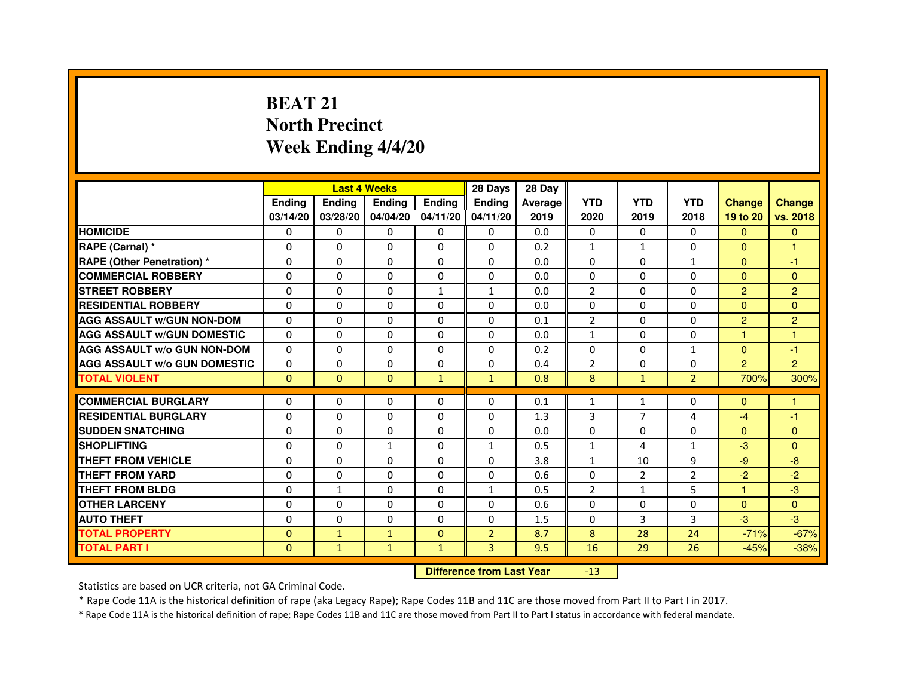# BEAT 21
## North Precinct
## Week Ending 4/4/20

| | Last 4 Weeks | | | | 28 Days | 28 Day | | | | | |
|---|---|---|---|---|---|---|---|---|---|---|---|
| | Ending 03/14/20 | Ending 03/28/20 | Ending 04/04/20 | Ending 04/11/20 | Ending 04/11/20 | Average 2019 | YTD 2020 | YTD 2019 | YTD 2018 | Change 19 to 20 | Change vs. 2018 |
| HOMICIDE | 0 | 0 | 0 | 0 | 0 | 0.0 | 0 | 0 | 0 | 0 | 0 |
| RAPE (Carnal) * | 0 | 0 | 0 | 0 | 0 | 0.2 | 1 | 1 | 0 | 0 | 1 |
| RAPE (Other Penetration) * | 0 | 0 | 0 | 0 | 0 | 0.0 | 0 | 0 | 1 | 0 | -1 |
| COMMERCIAL ROBBERY | 0 | 0 | 0 | 0 | 0 | 0.0 | 0 | 0 | 0 | 0 | 0 |
| STREET ROBBERY | 0 | 0 | 0 | 1 | 1 | 0.0 | 2 | 0 | 0 | 2 | 2 |
| RESIDENTIAL ROBBERY | 0 | 0 | 0 | 0 | 0 | 0.0 | 0 | 0 | 0 | 0 | 0 |
| AGG ASSAULT w/GUN NON-DOM | 0 | 0 | 0 | 0 | 0 | 0.1 | 2 | 0 | 0 | 2 | 2 |
| AGG ASSAULT w/GUN DOMESTIC | 0 | 0 | 0 | 0 | 0 | 0.0 | 1 | 0 | 0 | 1 | 1 |
| AGG ASSAULT w/o GUN NON-DOM | 0 | 0 | 0 | 0 | 0 | 0.2 | 0 | 0 | 1 | 0 | -1 |
| AGG ASSAULT w/o GUN DOMESTIC | 0 | 0 | 0 | 0 | 0 | 0.4 | 2 | 0 | 0 | 2 | 2 |
| TOTAL VIOLENT | 0 | 0 | 0 | 1 | 1 | 0.8 | 8 | 1 | 2 | 700% | 300% |
| COMMERCIAL BURGLARY | 0 | 0 | 0 | 0 | 0 | 0.1 | 1 | 1 | 0 | 0 | 1 |
| RESIDENTIAL BURGLARY | 0 | 0 | 0 | 0 | 0 | 1.3 | 3 | 7 | 4 | -4 | -1 |
| SUDDEN SNATCHING | 0 | 0 | 0 | 0 | 0 | 0.0 | 0 | 0 | 0 | 0 | 0 |
| SHOPLIFTING | 0 | 0 | 1 | 0 | 1 | 0.5 | 1 | 4 | 1 | -3 | 0 |
| THEFT FROM VEHICLE | 0 | 0 | 0 | 0 | 0 | 3.8 | 1 | 10 | 9 | -9 | -8 |
| THEFT FROM YARD | 0 | 0 | 0 | 0 | 0 | 0.6 | 0 | 2 | 2 | -2 | -2 |
| THEFT FROM BLDG | 0 | 1 | 0 | 0 | 1 | 0.5 | 2 | 1 | 5 | 1 | -3 |
| OTHER LARCENY | 0 | 0 | 0 | 0 | 0 | 0.6 | 0 | 0 | 0 | 0 | 0 |
| AUTO THEFT | 0 | 0 | 0 | 0 | 0 | 1.5 | 0 | 3 | 3 | -3 | -3 |
| TOTAL PROPERTY | 0 | 1 | 1 | 0 | 2 | 8.7 | 8 | 28 | 24 | -71% | -67% |
| TOTAL PART I | 0 | 1 | 1 | 1 | 3 | 9.5 | 16 | 29 | 26 | -45% | -38% |

**Difference from Last Year** -13

Statistics are based on UCR criteria, not GA Criminal Code.

* Rape Code 11A is the historical definition of rape (aka Legacy Rape); Rape Codes 11B and 11C are those moved from Part II to Part I in 2017.

* Rape Code 11A is the historical definition of rape; Rape Codes 11B and 11C are those moved from Part II to Part I status in accordance with federal mandate.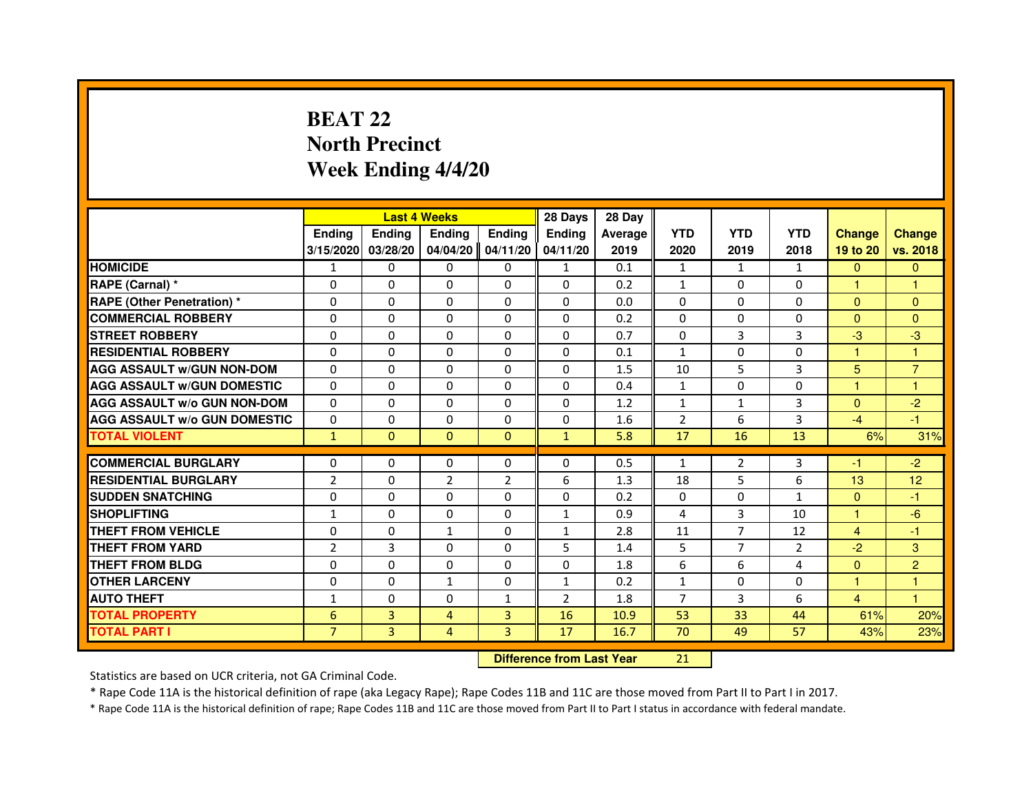# BEAT 22
## North Precinct
## Week Ending 4/4/20

| | Last 4 Weeks | | | | 28 Days | 28 Day | | | | | |
|---|---|---|---|---|---|---|---|---|---|---|---|
| | Ending 3/15/2020 | Ending 03/28/20 | Ending 04/04/20 | Ending 04/11/20 | Ending 04/11/20 | Average 2019 | YTD 2020 | YTD 2019 | YTD 2018 | Change 19 to 20 | Change vs. 2018 |
| HOMICIDE | 1 | 0 | 0 | 0 | 1 | 0.1 | 1 | 1 | 1 | 0 | 0 |
| RAPE (Carnal) * | 0 | 0 | 0 | 0 | 0 | 0.2 | 1 | 0 | 0 | 1 | 1 |
| RAPE (Other Penetration) * | 0 | 0 | 0 | 0 | 0 | 0.0 | 0 | 0 | 0 | 0 | 0 |
| COMMERCIAL ROBBERY | 0 | 0 | 0 | 0 | 0 | 0.2 | 0 | 0 | 0 | 0 | 0 |
| STREET ROBBERY | 0 | 0 | 0 | 0 | 0 | 0.7 | 0 | 3 | 3 | -3 | -3 |
| RESIDENTIAL ROBBERY | 0 | 0 | 0 | 0 | 0 | 0.1 | 1 | 0 | 0 | 1 | 1 |
| AGG ASSAULT w/GUN NON-DOM | 0 | 0 | 0 | 0 | 0 | 1.5 | 10 | 5 | 3 | 5 | 7 |
| AGG ASSAULT w/GUN DOMESTIC | 0 | 0 | 0 | 0 | 0 | 0.4 | 1 | 0 | 0 | 1 | 1 |
| AGG ASSAULT w/o GUN NON-DOM | 0 | 0 | 0 | 0 | 0 | 1.2 | 1 | 1 | 3 | 0 | -2 |
| AGG ASSAULT w/o GUN DOMESTIC | 0 | 0 | 0 | 0 | 0 | 1.6 | 2 | 6 | 3 | -4 | -1 |
| TOTAL VIOLENT | 1 | 0 | 0 | 0 | 1 | 5.8 | 17 | 16 | 13 | 6% | 31% |
| COMMERCIAL BURGLARY | 0 | 0 | 0 | 0 | 0 | 0.5 | 1 | 2 | 3 | -1 | -2 |
| RESIDENTIAL BURGLARY | 2 | 0 | 2 | 2 | 6 | 1.3 | 18 | 5 | 6 | 13 | 12 |
| SUDDEN SNATCHING | 0 | 0 | 0 | 0 | 0 | 0.2 | 0 | 0 | 1 | 0 | -1 |
| SHOPLIFTING | 1 | 0 | 0 | 0 | 1 | 0.9 | 4 | 3 | 10 | 1 | -6 |
| THEFT FROM VEHICLE | 0 | 0 | 1 | 0 | 1 | 2.8 | 11 | 7 | 12 | 4 | -1 |
| THEFT FROM YARD | 2 | 3 | 0 | 0 | 5 | 1.4 | 5 | 7 | 2 | -2 | 3 |
| THEFT FROM BLDG | 0 | 0 | 0 | 0 | 0 | 1.8 | 6 | 6 | 4 | 0 | 2 |
| OTHER LARCENY | 0 | 0 | 1 | 0 | 1 | 0.2 | 1 | 0 | 0 | 1 | 1 |
| AUTO THEFT | 1 | 0 | 0 | 1 | 2 | 1.8 | 7 | 3 | 6 | 4 | 1 |
| TOTAL PROPERTY | 6 | 3 | 4 | 3 | 16 | 10.9 | 53 | 33 | 44 | 61% | 20% |
| TOTAL PART I | 7 | 3 | 4 | 3 | 17 | 16.7 | 70 | 49 | 57 | 43% | 23% |

**Difference from Last Year** 21

Statistics are based on UCR criteria, not GA Criminal Code.

* Rape Code 11A is the historical definition of rape (aka Legacy Rape); Rape Codes 11B and 11C are those moved from Part II to Part I in 2017.

* Rape Code 11A is the historical definition of rape; Rape Codes 11B and 11C are those moved from Part II to Part I status in accordance with federal mandate.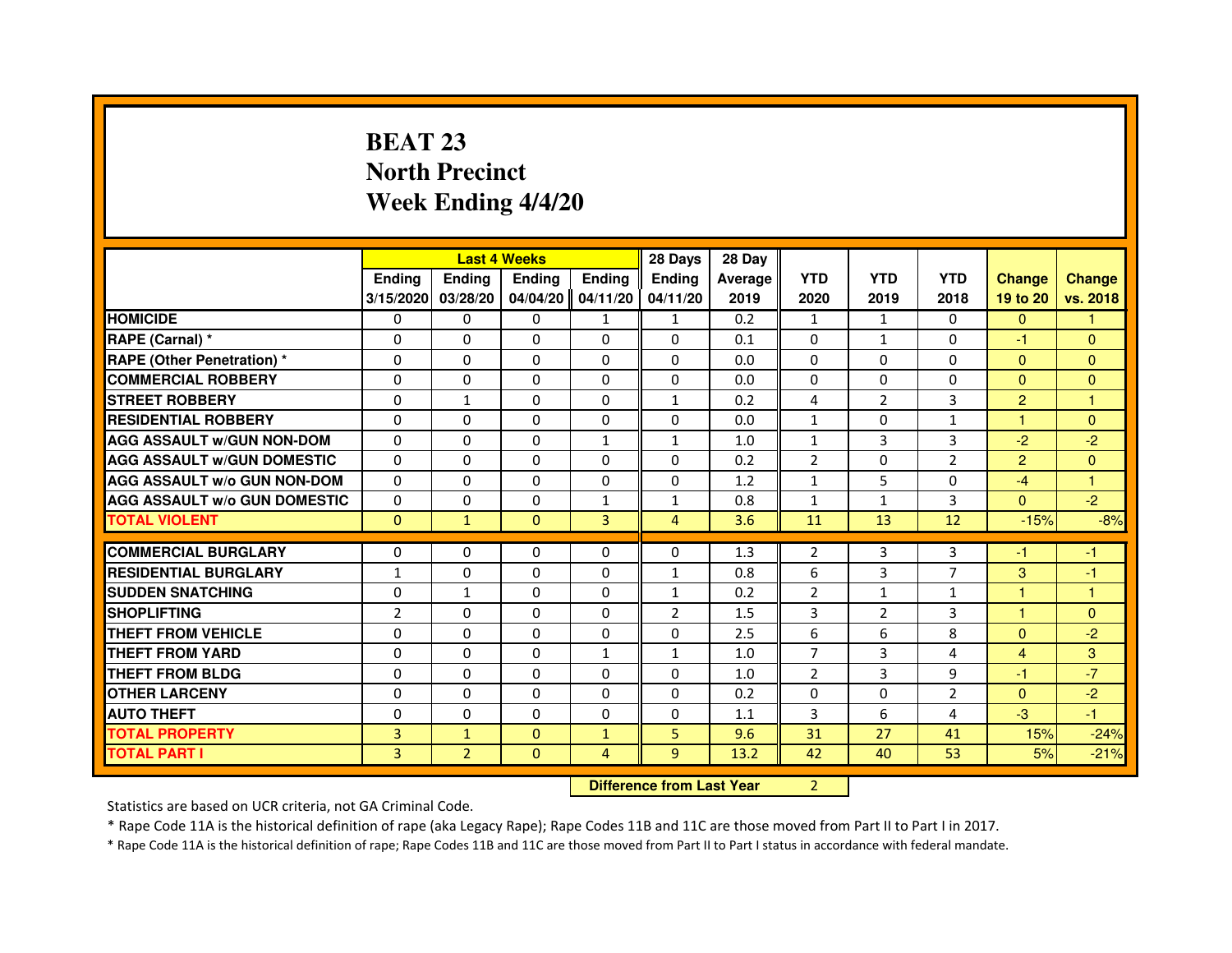# BEAT 23
# North Precinct
# Week Ending 4/4/20

| | Last 4 Weeks | | | | 28 Days | 28 Day | | | | | |
|---|---|---|---|---|---|---|---|---|---|---|---|
| | Ending 3/15/2020 | Ending 03/28/20 | Ending 04/04/20 | Ending 04/11/20 | Ending 04/11/20 | Average 2019 | YTD 2020 | YTD 2019 | YTD 2018 | Change 19 to 20 | Change vs. 2018 |
| **HOMICIDE** | 0 | 0 | 0 | 1 | 1 | 0.2 | 1 | 1 | 0 | 0 | 1 |
| **RAPE (Carnal) *** | 0 | 0 | 0 | 0 | 0 | 0.1 | 0 | 1 | 0 | -1 | 0 |
| **RAPE (Other Penetration) *** | 0 | 0 | 0 | 0 | 0 | 0.0 | 0 | 0 | 0 | 0 | 0 |
| **COMMERCIAL ROBBERY** | 0 | 0 | 0 | 0 | 0 | 0.0 | 0 | 0 | 0 | 0 | 0 |
| **STREET ROBBERY** | 0 | 1 | 0 | 0 | 1 | 0.2 | 4 | 2 | 3 | 2 | 1 |
| **RESIDENTIAL ROBBERY** | 0 | 0 | 0 | 0 | 0 | 0.0 | 1 | 0 | 1 | 1 | 0 |
| **AGG ASSAULT w/GUN NON-DOM** | 0 | 0 | 0 | 1 | 1 | 1.0 | 1 | 3 | 3 | -2 | -2 |
| **AGG ASSAULT w/GUN DOMESTIC** | 0 | 0 | 0 | 0 | 0 | 0.2 | 2 | 0 | 2 | 2 | 0 |
| **AGG ASSAULT w/o GUN NON-DOM** | 0 | 0 | 0 | 0 | 0 | 1.2 | 1 | 5 | 0 | -4 | 1 |
| **AGG ASSAULT w/o GUN DOMESTIC** | 0 | 0 | 0 | 1 | 1 | 0.8 | 1 | 1 | 3 | 0 | -2 |
| **TOTAL VIOLENT** | 0 | 1 | 0 | 3 | 4 | 3.6 | 11 | 13 | 12 | -15% | -8% |
| **COMMERCIAL BURGLARY** | 0 | 0 | 0 | 0 | 0 | 1.3 | 2 | 3 | 3 | -1 | -1 |
| **RESIDENTIAL BURGLARY** | 1 | 0 | 0 | 0 | 1 | 0.8 | 6 | 3 | 7 | 3 | -1 |
| **SUDDEN SNATCHING** | 0 | 1 | 0 | 0 | 1 | 0.2 | 2 | 1 | 1 | 1 | 1 |
| **SHOPLIFTING** | 2 | 0 | 0 | 0 | 2 | 1.5 | 3 | 2 | 3 | 1 | 0 |
| **THEFT FROM VEHICLE** | 0 | 0 | 0 | 0 | 0 | 2.5 | 6 | 6 | 8 | 0 | -2 |
| **THEFT FROM YARD** | 0 | 0 | 0 | 1 | 1 | 1.0 | 7 | 3 | 4 | 4 | 3 |
| **THEFT FROM BLDG** | 0 | 0 | 0 | 0 | 0 | 1.0 | 2 | 3 | 9 | -1 | -7 |
| **OTHER LARCENY** | 0 | 0 | 0 | 0 | 0 | 0.2 | 0 | 0 | 2 | 0 | -2 |
| **AUTO THEFT** | 0 | 0 | 0 | 0 | 0 | 1.1 | 3 | 6 | 4 | -3 | -1 |
| **TOTAL PROPERTY** | 3 | 1 | 0 | 1 | 5 | 9.6 | 31 | 27 | 41 | 15% | -24% |
| **TOTAL PART I** | 3 | 2 | 0 | 4 | 9 | 13.2 | 42 | 40 | 53 | 5% | -21% |

**Difference from Last Year** 2

Statistics are based on UCR criteria, not GA Criminal Code.

* Rape Code 11A is the historical definition of rape (aka Legacy Rape); Rape Codes 11B and 11C are those moved from Part II to Part I in 2017.

* Rape Code 11A is the historical definition of rape; Rape Codes 11B and 11C are those moved from Part II to Part I status in accordance with federal mandate.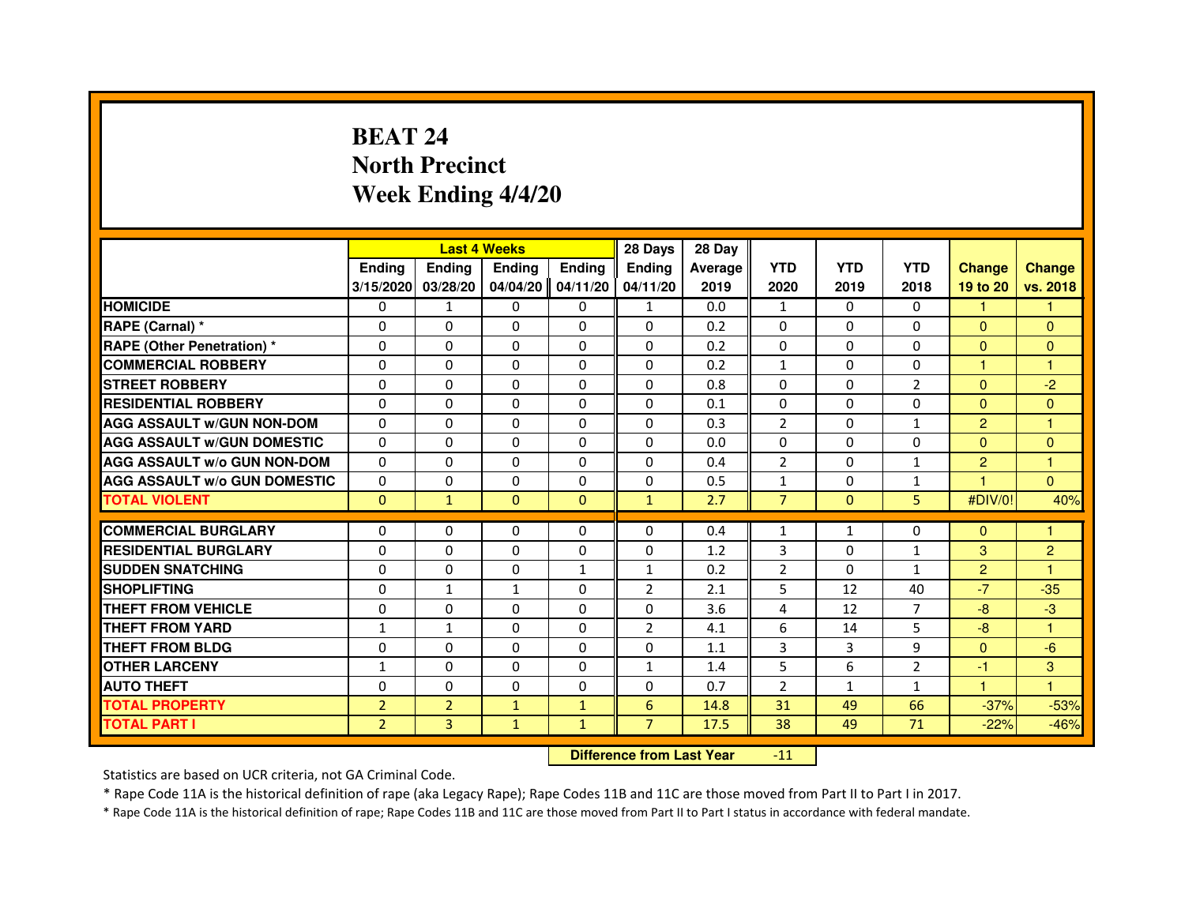# BEAT 24
## North Precinct
## Week Ending 4/4/20

| | Last 4 Weeks | | | | 28 Days | 28 Day | | | | | |
|---|---|---|---|---|---|---|---|---|---|---|---|
| | Ending 3/15/2020 | Ending 03/28/20 | Ending 04/04/20 | Ending 04/11/20 | Ending 04/11/20 | Average 2019 | YTD 2020 | YTD 2019 | YTD 2018 | Change 19 to 20 | Change vs. 2018 |
| HOMICIDE | 0 | 1 | 0 | 0 | 1 | 0.0 | 1 | 0 | 0 | 1 | 1 |
| RAPE (Carnal) * | 0 | 0 | 0 | 0 | 0 | 0.2 | 0 | 0 | 0 | 0 | 0 |
| RAPE (Other Penetration) * | 0 | 0 | 0 | 0 | 0 | 0.2 | 0 | 0 | 0 | 0 | 0 |
| COMMERCIAL ROBBERY | 0 | 0 | 0 | 0 | 0 | 0.2 | 1 | 0 | 0 | 1 | 1 |
| STREET ROBBERY | 0 | 0 | 0 | 0 | 0 | 0.8 | 0 | 0 | 2 | 0 | -2 |
| RESIDENTIAL ROBBERY | 0 | 0 | 0 | 0 | 0 | 0.1 | 0 | 0 | 0 | 0 | 0 |
| AGG ASSAULT w/GUN NON-DOM | 0 | 0 | 0 | 0 | 0 | 0.3 | 2 | 0 | 1 | 2 | 1 |
| AGG ASSAULT w/GUN DOMESTIC | 0 | 0 | 0 | 0 | 0 | 0.0 | 0 | 0 | 0 | 0 | 0 |
| AGG ASSAULT w/o GUN NON-DOM | 0 | 0 | 0 | 0 | 0 | 0.4 | 2 | 0 | 1 | 2 | 1 |
| AGG ASSAULT w/o GUN DOMESTIC | 0 | 0 | 0 | 0 | 0 | 0.5 | 1 | 0 | 1 | 1 | 0 |
| TOTAL VIOLENT | 0 | 1 | 0 | 0 | 1 | 2.7 | 7 | 0 | 5 | #DIV/0! | 40% |
| COMMERCIAL BURGLARY | 0 | 0 | 0 | 0 | 0 | 0.4 | 1 | 1 | 0 | 0 | 1 |
| RESIDENTIAL BURGLARY | 0 | 0 | 0 | 0 | 0 | 1.2 | 3 | 0 | 1 | 3 | 2 |
| SUDDEN SNATCHING | 0 | 0 | 0 | 1 | 1 | 0.2 | 2 | 0 | 1 | 2 | 1 |
| SHOPLIFTING | 0 | 1 | 1 | 0 | 2 | 2.1 | 5 | 12 | 40 | -7 | -35 |
| THEFT FROM VEHICLE | 0 | 0 | 0 | 0 | 0 | 3.6 | 4 | 12 | 7 | -8 | -3 |
| THEFT FROM YARD | 1 | 1 | 0 | 0 | 2 | 4.1 | 6 | 14 | 5 | -8 | 1 |
| THEFT FROM BLDG | 0 | 0 | 0 | 0 | 0 | 1.1 | 3 | 3 | 9 | 0 | -6 |
| OTHER LARCENY | 1 | 0 | 0 | 0 | 1 | 1.4 | 5 | 6 | 2 | -1 | 3 |
| AUTO THEFT | 0 | 0 | 0 | 0 | 0 | 0.7 | 2 | 1 | 1 | 1 | 1 |
| TOTAL PROPERTY | 2 | 2 | 1 | 1 | 6 | 14.8 | 31 | 49 | 66 | -37% | -53% |
| TOTAL PART I | 2 | 3 | 1 | 1 | 7 | 17.5 | 38 | 49 | 71 | -22% | -46% |

**Difference from Last Year** -11

Statistics are based on UCR criteria, not GA Criminal Code.

* Rape Code 11A is the historical definition of rape (aka Legacy Rape); Rape Codes 11B and 11C are those moved from Part II to Part I in 2017.

* Rape Code 11A is the historical definition of rape; Rape Codes 11B and 11C are those moved from Part II to Part I status in accordance with federal mandate.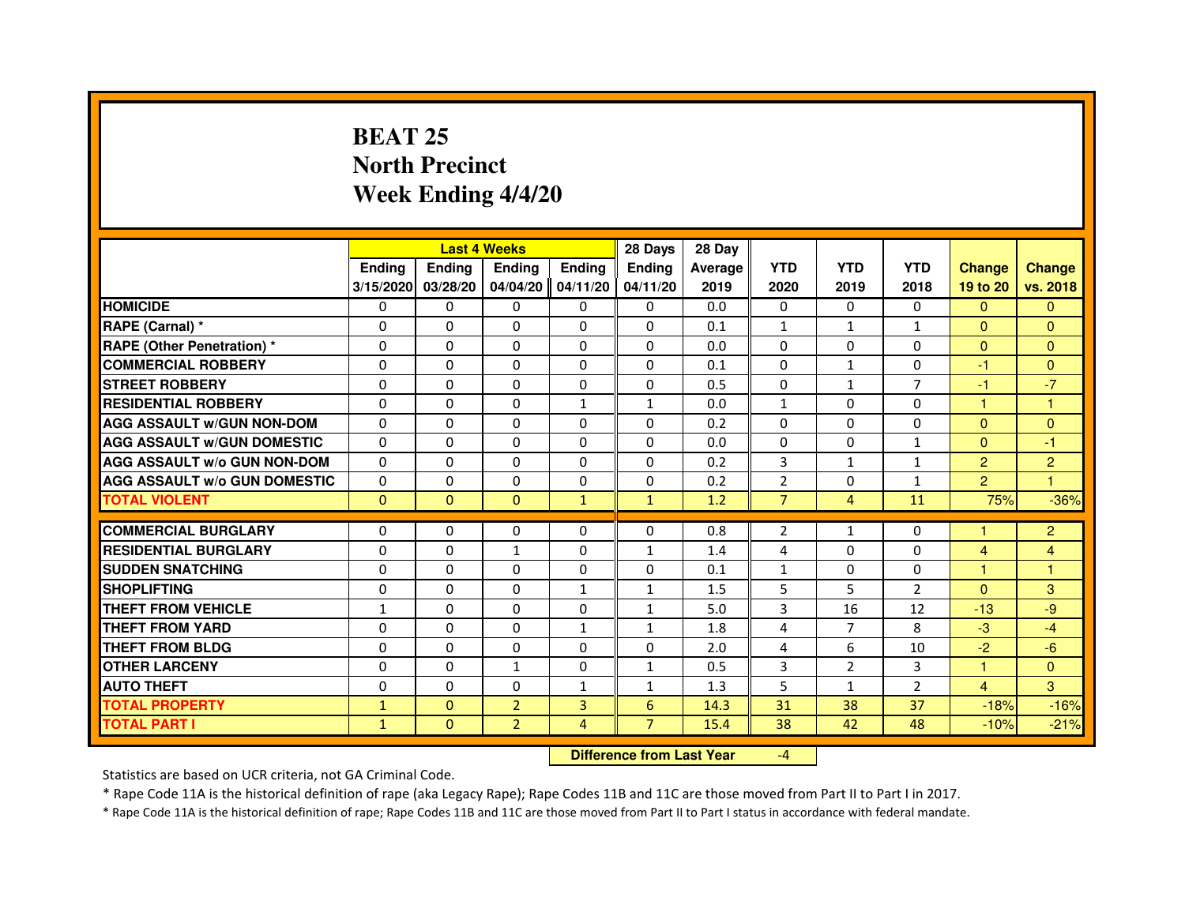# BEAT 25
## North Precinct
## Week Ending 4/4/20

| | Last 4 Weeks | | | | 28 Days | 28 Day | | | | | |
|---|---|---|---|---|---|---|---|---|---|---|---|
| | Ending 3/15/2020 | Ending 03/28/20 | Ending 04/04/20 | Ending 04/11/20 | Ending 04/11/20 | Average 2019 | YTD 2020 | YTD 2019 | YTD 2018 | Change 19 to 20 | Change vs. 2018 |
| HOMICIDE | 0 | 0 | 0 | 0 | 0 | 0.0 | 0 | 0 | 0 | 0 | 0 |
| RAPE (Carnal) * | 0 | 0 | 0 | 0 | 0 | 0.1 | 1 | 1 | 1 | 0 | 0 |
| RAPE (Other Penetration) * | 0 | 0 | 0 | 0 | 0 | 0.0 | 0 | 0 | 0 | 0 | 0 |
| COMMERCIAL ROBBERY | 0 | 0 | 0 | 0 | 0 | 0.1 | 0 | 1 | 0 | -1 | 0 |
| STREET ROBBERY | 0 | 0 | 0 | 0 | 0 | 0.5 | 0 | 1 | 7 | -1 | -7 |
| RESIDENTIAL ROBBERY | 0 | 0 | 0 | 1 | 1 | 0.0 | 1 | 0 | 0 | 1 | 1 |
| AGG ASSAULT w/GUN NON-DOM | 0 | 0 | 0 | 0 | 0 | 0.2 | 0 | 0 | 0 | 0 | 0 |
| AGG ASSAULT w/GUN DOMESTIC | 0 | 0 | 0 | 0 | 0 | 0.0 | 0 | 0 | 1 | 0 | -1 |
| AGG ASSAULT w/o GUN NON-DOM | 0 | 0 | 0 | 0 | 0 | 0.2 | 3 | 1 | 1 | 2 | 2 |
| AGG ASSAULT w/o GUN DOMESTIC | 0 | 0 | 0 | 0 | 0 | 0.2 | 2 | 0 | 1 | 2 | 1 |
| TOTAL VIOLENT | 0 | 0 | 0 | 1 | 1 | 1.2 | 7 | 4 | 11 | 75% | -36% |
| COMMERCIAL BURGLARY | 0 | 0 | 0 | 0 | 0 | 0.8 | 2 | 1 | 0 | 1 | 2 |
| RESIDENTIAL BURGLARY | 0 | 0 | 1 | 0 | 1 | 1.4 | 4 | 0 | 0 | 4 | 4 |
| SUDDEN SNATCHING | 0 | 0 | 0 | 0 | 0 | 0.1 | 1 | 0 | 0 | 1 | 1 |
| SHOPLIFTING | 0 | 0 | 0 | 1 | 1 | 1.5 | 5 | 5 | 2 | 0 | 3 |
| THEFT FROM VEHICLE | 1 | 0 | 0 | 0 | 1 | 5.0 | 3 | 16 | 12 | -13 | -9 |
| THEFT FROM YARD | 0 | 0 | 0 | 1 | 1 | 1.8 | 4 | 7 | 8 | -3 | -4 |
| THEFT FROM BLDG | 0 | 0 | 0 | 0 | 0 | 2.0 | 4 | 6 | 10 | -2 | -6 |
| OTHER LARCENY | 0 | 0 | 1 | 0 | 1 | 0.5 | 3 | 2 | 3 | 1 | 0 |
| AUTO THEFT | 0 | 0 | 0 | 1 | 1 | 1.3 | 5 | 1 | 2 | 4 | 3 |
| TOTAL PROPERTY | 1 | 0 | 2 | 3 | 6 | 14.3 | 31 | 38 | 37 | -18% | -16% |
| TOTAL PART I | 1 | 0 | 2 | 4 | 7 | 15.4 | 38 | 42 | 48 | -10% | -21% |

**Difference from Last Year** -4

Statistics are based on UCR criteria, not GA Criminal Code.

* Rape Code 11A is the historical definition of rape (aka Legacy Rape); Rape Codes 11B and 11C are those moved from Part II to Part I in 2017.

* Rape Code 11A is the historical definition of rape; Rape Codes 11B and 11C are those moved from Part II to Part I status in accordance with federal mandate.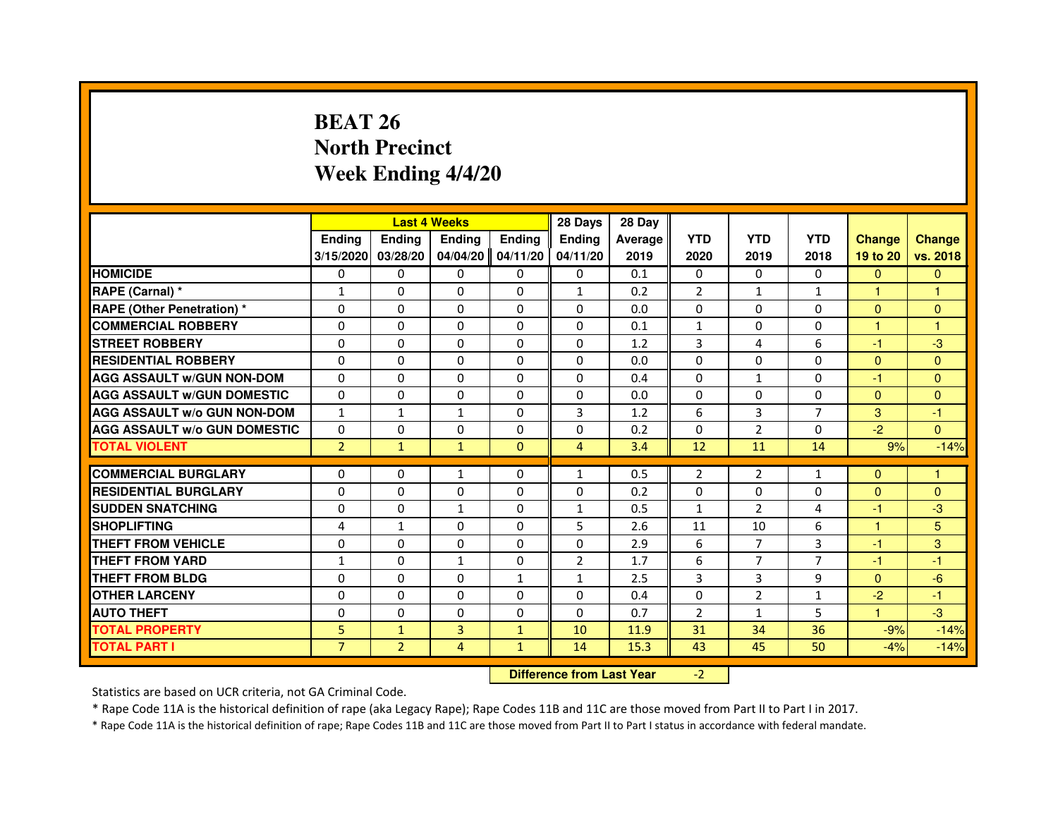# BEAT 26
## North Precinct
## Week Ending 4/4/20

| | Last 4 Weeks | | | | 28 Days | 28 Day | | | | | |
|---|---|---|---|---|---|---|---|---|---|---|---|
| | Ending 3/15/2020 | Ending 03/28/20 | Ending 04/04/20 | Ending 04/11/20 | Ending 04/11/20 | Average 2019 | YTD 2020 | YTD 2019 | YTD 2018 | Change 19 to 20 | Change vs. 2018 |
| HOMICIDE | 0 | 0 | 0 | 0 | 0 | 0.1 | 0 | 0 | 0 | 0 | 0 |
| RAPE (Carnal) * | 1 | 0 | 0 | 0 | 1 | 0.2 | 2 | 1 | 1 | 1 | 1 |
| RAPE (Other Penetration) * | 0 | 0 | 0 | 0 | 0 | 0.0 | 0 | 0 | 0 | 0 | 0 |
| COMMERCIAL ROBBERY | 0 | 0 | 0 | 0 | 0 | 0.1 | 1 | 0 | 0 | 1 | 1 |
| STREET ROBBERY | 0 | 0 | 0 | 0 | 0 | 1.2 | 3 | 4 | 6 | -1 | -3 |
| RESIDENTIAL ROBBERY | 0 | 0 | 0 | 0 | 0 | 0.0 | 0 | 0 | 0 | 0 | 0 |
| AGG ASSAULT w/GUN NON-DOM | 0 | 0 | 0 | 0 | 0 | 0.4 | 0 | 1 | 0 | -1 | 0 |
| AGG ASSAULT w/GUN DOMESTIC | 0 | 0 | 0 | 0 | 0 | 0.0 | 0 | 0 | 0 | 0 | 0 |
| AGG ASSAULT w/o GUN NON-DOM | 1 | 1 | 1 | 0 | 3 | 1.2 | 6 | 3 | 7 | 3 | -1 |
| AGG ASSAULT w/o GUN DOMESTIC | 0 | 0 | 0 | 0 | 0 | 0.2 | 0 | 2 | 0 | -2 | 0 |
| TOTAL VIOLENT | 2 | 1 | 1 | 0 | 4 | 3.4 | 12 | 11 | 14 | 9% | -14% |
| COMMERCIAL BURGLARY | 0 | 0 | 1 | 0 | 1 | 0.5 | 2 | 2 | 1 | 0 | 1 |
| RESIDENTIAL BURGLARY | 0 | 0 | 0 | 0 | 0 | 0.2 | 0 | 0 | 0 | 0 | 0 |
| SUDDEN SNATCHING | 0 | 0 | 1 | 0 | 1 | 0.5 | 1 | 2 | 4 | -1 | -3 |
| SHOPLIFTING | 4 | 1 | 0 | 0 | 5 | 2.6 | 11 | 10 | 6 | 1 | 5 |
| THEFT FROM VEHICLE | 0 | 0 | 0 | 0 | 0 | 2.9 | 6 | 7 | 3 | -1 | 3 |
| THEFT FROM YARD | 1 | 0 | 1 | 0 | 2 | 1.7 | 6 | 7 | 7 | -1 | -1 |
| THEFT FROM BLDG | 0 | 0 | 0 | 1 | 1 | 2.5 | 3 | 3 | 9 | 0 | -6 |
| OTHER LARCENY | 0 | 0 | 0 | 0 | 0 | 0.4 | 0 | 2 | 1 | -2 | -1 |
| AUTO THEFT | 0 | 0 | 0 | 0 | 0 | 0.7 | 2 | 1 | 5 | 1 | -3 |
| TOTAL PROPERTY | 5 | 1 | 3 | 1 | 10 | 11.9 | 31 | 34 | 36 | -9% | -14% |
| TOTAL PART I | 7 | 2 | 4 | 1 | 14 | 15.3 | 43 | 45 | 50 | -4% | -14% |

**Difference from Last Year** -2

Statistics are based on UCR criteria, not GA Criminal Code.

* Rape Code 11A is the historical definition of rape (aka Legacy Rape); Rape Codes 11B and 11C are those moved from Part II to Part I in 2017.

* Rape Code 11A is the historical definition of rape; Rape Codes 11B and 11C are those moved from Part II to Part I status in accordance with federal mandate.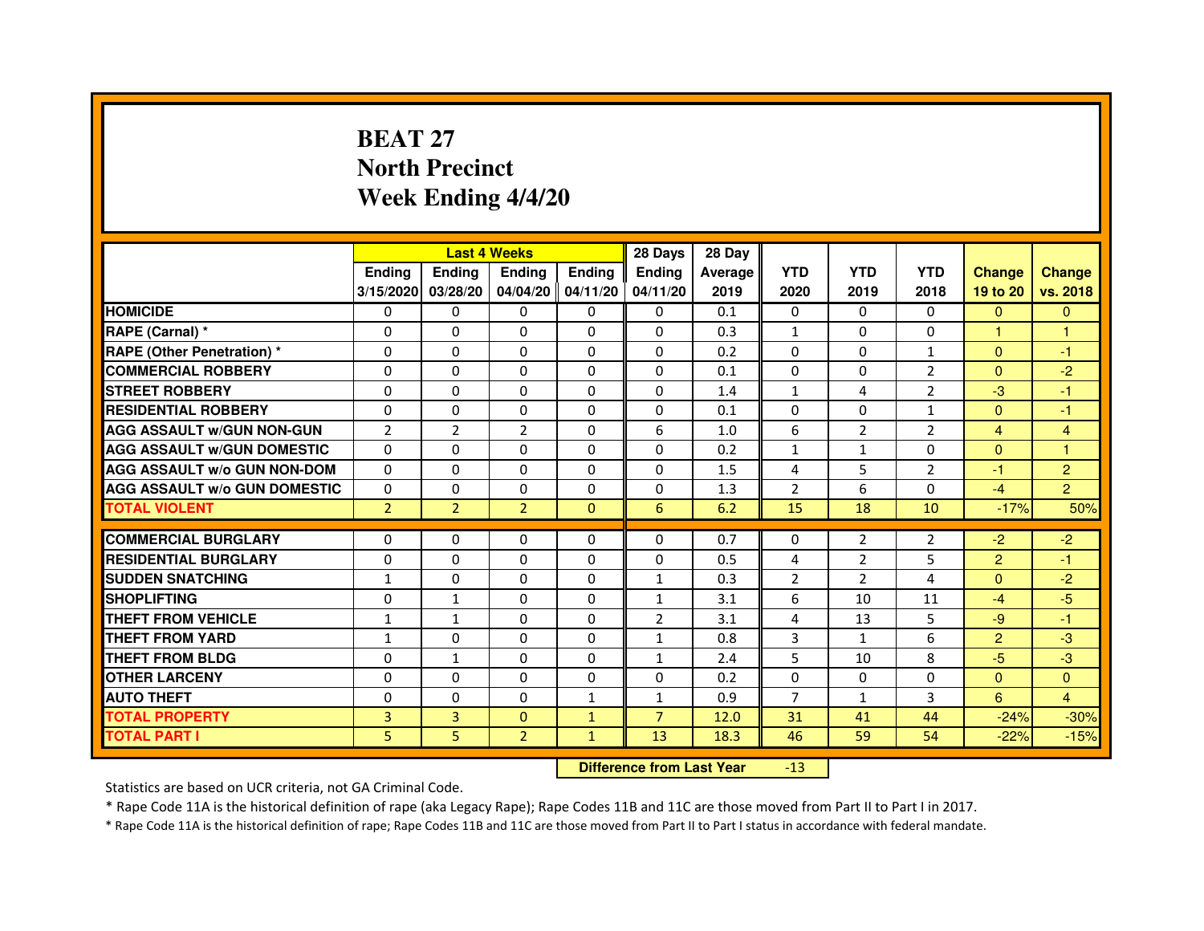# BEAT 27
# North Precinct
# Week Ending 4/4/20

| | Last 4 Weeks | | | | 28 Days | 28 Day | | | | | |
|---|---|---|---|---|---|---|---|---|---|---|---|
| | Ending 3/15/2020 | Ending 03/28/20 | Ending 04/04/20 | Ending 04/11/20 | Ending 04/11/20 | Average 2019 | YTD 2020 | YTD 2019 | YTD 2018 | Change 19 to 20 | Change vs. 2018 |
| **HOMICIDE** | 0 | 0 | 0 | 0 | 0 | 0.1 | 0 | 0 | 0 | 0 | 0 |
| **RAPE (Carnal) *** | 0 | 0 | 0 | 0 | 0 | 0.3 | 1 | 0 | 0 | 1 | 1 |
| **RAPE (Other Penetration) *** | 0 | 0 | 0 | 0 | 0 | 0.2 | 0 | 0 | 1 | 0 | -1 |
| **COMMERCIAL ROBBERY** | 0 | 0 | 0 | 0 | 0 | 0.1 | 0 | 0 | 2 | 0 | -2 |
| **STREET ROBBERY** | 0 | 0 | 0 | 0 | 0 | 1.4 | 1 | 4 | 2 | -3 | -1 |
| **RESIDENTIAL ROBBERY** | 0 | 0 | 0 | 0 | 0 | 0.1 | 0 | 0 | 1 | 0 | -1 |
| **AGG ASSAULT w/GUN NON-GUN** | 2 | 2 | 2 | 0 | 6 | 1.0 | 6 | 2 | 2 | 4 | 4 |
| **AGG ASSAULT w/GUN DOMESTIC** | 0 | 0 | 0 | 0 | 0 | 0.2 | 1 | 1 | 0 | 0 | 1 |
| **AGG ASSAULT w/o GUN NON-DOM** | 0 | 0 | 0 | 0 | 0 | 1.5 | 4 | 5 | 2 | -1 | 2 |
| **AGG ASSAULT w/o GUN DOMESTIC** | 0 | 0 | 0 | 0 | 0 | 1.3 | 2 | 6 | 0 | -4 | 2 |
| **TOTAL VIOLENT** | 2 | 2 | 2 | 0 | 6 | 6.2 | 15 | 18 | 10 | -17% | 50% |
| **COMMERCIAL BURGLARY** | 0 | 0 | 0 | 0 | 0 | 0.7 | 0 | 2 | 2 | -2 | -2 |
| **RESIDENTIAL BURGLARY** | 0 | 0 | 0 | 0 | 0 | 0.5 | 4 | 2 | 5 | 2 | -1 |
| **SUDDEN SNATCHING** | 1 | 0 | 0 | 0 | 1 | 0.3 | 2 | 2 | 4 | 0 | -2 |
| **SHOPLIFTING** | 0 | 1 | 0 | 0 | 1 | 3.1 | 6 | 10 | 11 | -4 | -5 |
| **THEFT FROM VEHICLE** | 1 | 1 | 0 | 0 | 2 | 3.1 | 4 | 13 | 5 | -9 | -1 |
| **THEFT FROM YARD** | 1 | 0 | 0 | 0 | 1 | 0.8 | 3 | 1 | 6 | 2 | -3 |
| **THEFT FROM BLDG** | 0 | 1 | 0 | 0 | 1 | 2.4 | 5 | 10 | 8 | -5 | -3 |
| **OTHER LARCENY** | 0 | 0 | 0 | 0 | 0 | 0.2 | 0 | 0 | 0 | 0 | 0 |
| **AUTO THEFT** | 0 | 0 | 0 | 1 | 1 | 0.9 | 7 | 1 | 3 | 6 | 4 |
| **TOTAL PROPERTY** | 3 | 3 | 0 | 1 | 7 | 12.0 | 31 | 41 | 44 | -24% | -30% |
| **TOTAL PART I** | 5 | 5 | 2 | 1 | 13 | 18.3 | 46 | 59 | 54 | -22% | -15% |

**Difference from Last Year** -13

Statistics are based on UCR criteria, not GA Criminal Code.

* Rape Code 11A is the historical definition of rape (aka Legacy Rape); Rape Codes 11B and 11C are those moved from Part II to Part I in 2017.

* Rape Code 11A is the historical definition of rape; Rape Codes 11B and 11C are those moved from Part II to Part I status in accordance with federal mandate.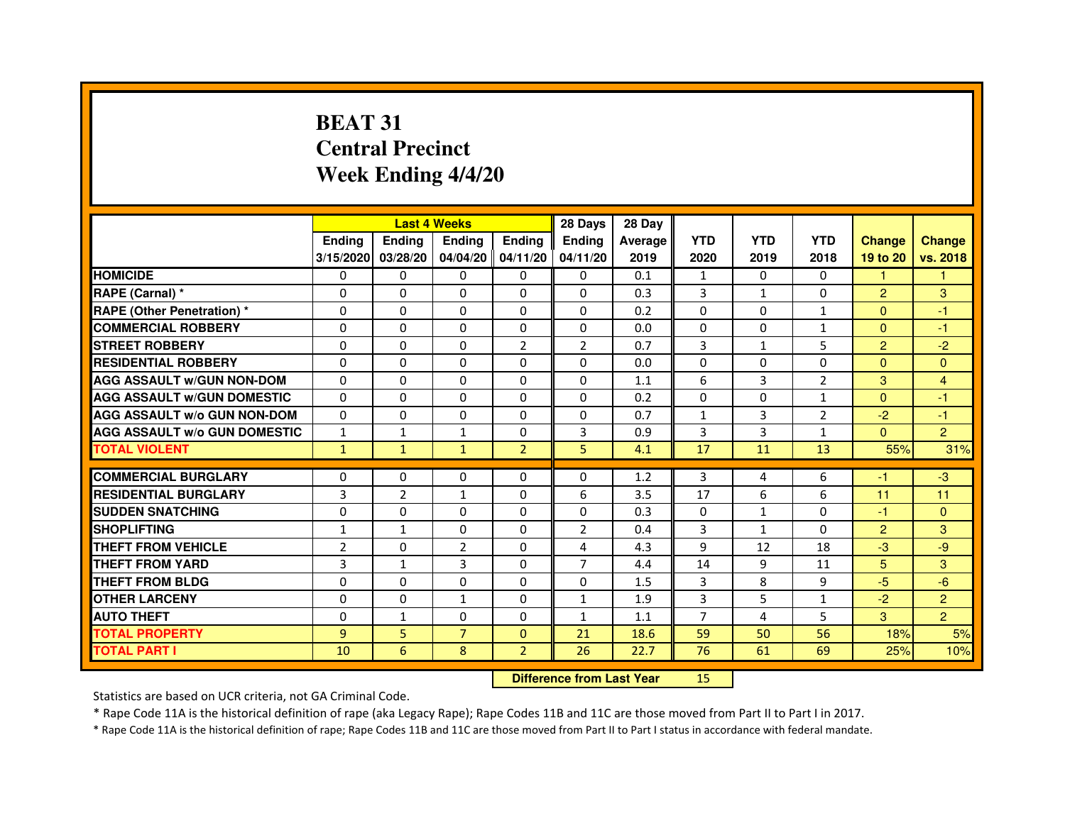# BEAT 31
## Central Precinct
## Week Ending 4/4/20

| | Last 4 Weeks | | | | 28 Days | 28 Day | | | | | |
|---|---|---|---|---|---|---|---|---|---|---|---|
| | Ending 3/15/2020 | Ending 03/28/20 | Ending 04/04/20 | Ending 04/11/20 | Ending 04/11/20 | Average 2019 | YTD 2020 | YTD 2019 | YTD 2018 | Change 19 to 20 | Change vs. 2018 |
| HOMICIDE | 0 | 0 | 0 | 0 | 0 | 0.1 | 1 | 0 | 0 | 1 | 1 |
| RAPE (Carnal) * | 0 | 0 | 0 | 0 | 0 | 0.3 | 3 | 1 | 0 | 2 | 3 |
| RAPE (Other Penetration) * | 0 | 0 | 0 | 0 | 0 | 0.2 | 0 | 0 | 1 | 0 | -1 |
| COMMERCIAL ROBBERY | 0 | 0 | 0 | 0 | 0 | 0.0 | 0 | 0 | 1 | 0 | -1 |
| STREET ROBBERY | 0 | 0 | 0 | 2 | 2 | 0.7 | 3 | 1 | 5 | 2 | -2 |
| RESIDENTIAL ROBBERY | 0 | 0 | 0 | 0 | 0 | 0.0 | 0 | 0 | 0 | 0 | 0 |
| AGG ASSAULT w/GUN NON-DOM | 0 | 0 | 0 | 0 | 0 | 1.1 | 6 | 3 | 2 | 3 | 4 |
| AGG ASSAULT w/GUN DOMESTIC | 0 | 0 | 0 | 0 | 0 | 0.2 | 0 | 0 | 1 | 0 | -1 |
| AGG ASSAULT w/o GUN NON-DOM | 0 | 0 | 0 | 0 | 0 | 0.7 | 1 | 3 | 2 | -2 | -1 |
| AGG ASSAULT w/o GUN DOMESTIC | 1 | 1 | 1 | 0 | 3 | 0.9 | 3 | 3 | 1 | 0 | 2 |
| TOTAL VIOLENT | 1 | 1 | 1 | 2 | 5 | 4.1 | 17 | 11 | 13 | 55% | 31% |
| COMMERCIAL BURGLARY | 0 | 0 | 0 | 0 | 0 | 1.2 | 3 | 4 | 6 | -1 | -3 |
| RESIDENTIAL BURGLARY | 3 | 2 | 1 | 0 | 6 | 3.5 | 17 | 6 | 6 | 11 | 11 |
| SUDDEN SNATCHING | 0 | 0 | 0 | 0 | 0 | 0.3 | 0 | 1 | 0 | -1 | 0 |
| SHOPLIFTING | 1 | 1 | 0 | 0 | 2 | 0.4 | 3 | 1 | 0 | 2 | 3 |
| THEFT FROM VEHICLE | 2 | 0 | 2 | 0 | 4 | 4.3 | 9 | 12 | 18 | -3 | -9 |
| THEFT FROM YARD | 3 | 1 | 3 | 0 | 7 | 4.4 | 14 | 9 | 11 | 5 | 3 |
| THEFT FROM BLDG | 0 | 0 | 0 | 0 | 0 | 1.5 | 3 | 8 | 9 | -5 | -6 |
| OTHER LARCENY | 0 | 0 | 1 | 0 | 1 | 1.9 | 3 | 5 | 1 | -2 | 2 |
| AUTO THEFT | 0 | 1 | 0 | 0 | 1 | 1.1 | 7 | 4 | 5 | 3 | 2 |
| TOTAL PROPERTY | 9 | 5 | 7 | 0 | 21 | 18.6 | 59 | 50 | 56 | 18% | 5% |
| TOTAL PART I | 10 | 6 | 8 | 2 | 26 | 22.7 | 76 | 61 | 69 | 25% | 10% |

**Difference from Last Year** 15

Statistics are based on UCR criteria, not GA Criminal Code.

* Rape Code 11A is the historical definition of rape (aka Legacy Rape); Rape Codes 11B and 11C are those moved from Part II to Part I in 2017.

* Rape Code 11A is the historical definition of rape; Rape Codes 11B and 11C are those moved from Part II to Part I status in accordance with federal mandate.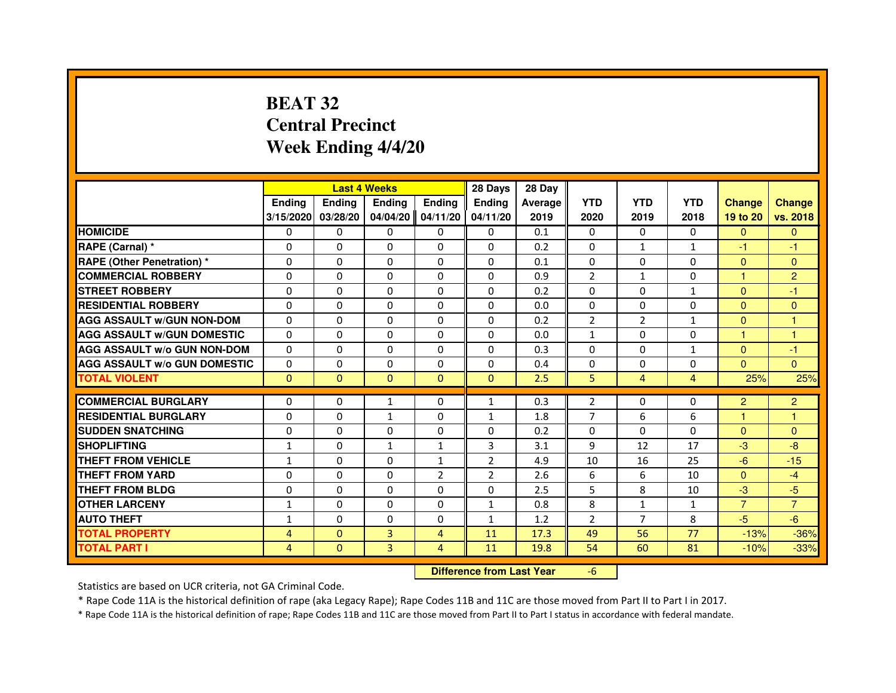# BEAT 32
# Central Precinct
# Week Ending 4/4/20

| | Last 4 Weeks | | | | 28 Days | 28 Day | | | | | |
|---|---|---|---|---|---|---|---|---|---|---|---|
| | Ending 3/15/2020 | Ending 03/28/20 | Ending 04/04/20 | Ending 04/11/20 | Ending 04/11/20 | Average 2019 | YTD 2020 | YTD 2019 | YTD 2018 | Change 19 to 20 | Change vs. 2018 |
| HOMICIDE | 0 | 0 | 0 | 0 | 0 | 0.1 | 0 | 0 | 0 | 0 | 0 |
| RAPE (Carnal) * | 0 | 0 | 0 | 0 | 0 | 0.2 | 0 | 1 | 1 | -1 | -1 |
| RAPE (Other Penetration) * | 0 | 0 | 0 | 0 | 0 | 0.1 | 0 | 0 | 0 | 0 | 0 |
| COMMERCIAL ROBBERY | 0 | 0 | 0 | 0 | 0 | 0.9 | 2 | 1 | 0 | 1 | 2 |
| STREET ROBBERY | 0 | 0 | 0 | 0 | 0 | 0.2 | 0 | 0 | 1 | 0 | -1 |
| RESIDENTIAL ROBBERY | 0 | 0 | 0 | 0 | 0 | 0.0 | 0 | 0 | 0 | 0 | 0 |
| AGG ASSAULT w/GUN NON-DOM | 0 | 0 | 0 | 0 | 0 | 0.2 | 2 | 2 | 1 | 0 | 1 |
| AGG ASSAULT w/GUN DOMESTIC | 0 | 0 | 0 | 0 | 0 | 0.0 | 1 | 0 | 0 | 1 | 1 |
| AGG ASSAULT w/o GUN NON-DOM | 0 | 0 | 0 | 0 | 0 | 0.3 | 0 | 0 | 1 | 0 | -1 |
| AGG ASSAULT w/o GUN DOMESTIC | 0 | 0 | 0 | 0 | 0 | 0.4 | 0 | 0 | 0 | 0 | 0 |
| TOTAL VIOLENT | 0 | 0 | 0 | 0 | 0 | 2.5 | 5 | 4 | 4 | 25% | 25% |
| COMMERCIAL BURGLARY | 0 | 0 | 1 | 0 | 1 | 0.3 | 2 | 0 | 0 | 2 | 2 |
| RESIDENTIAL BURGLARY | 0 | 0 | 1 | 0 | 1 | 1.8 | 7 | 6 | 6 | 1 | 1 |
| SUDDEN SNATCHING | 0 | 0 | 0 | 0 | 0 | 0.2 | 0 | 0 | 0 | 0 | 0 |
| SHOPLIFTING | 1 | 0 | 1 | 1 | 3 | 3.1 | 9 | 12 | 17 | -3 | -8 |
| THEFT FROM VEHICLE | 1 | 0 | 0 | 1 | 2 | 4.9 | 10 | 16 | 25 | -6 | -15 |
| THEFT FROM YARD | 0 | 0 | 0 | 2 | 2 | 2.6 | 6 | 6 | 10 | 0 | -4 |
| THEFT FROM BLDG | 0 | 0 | 0 | 0 | 0 | 2.5 | 5 | 8 | 10 | -3 | -5 |
| OTHER LARCENY | 1 | 0 | 0 | 0 | 1 | 0.8 | 8 | 1 | 1 | 7 | 7 |
| AUTO THEFT | 1 | 0 | 0 | 0 | 1 | 1.2 | 2 | 7 | 8 | -5 | -6 |
| TOTAL PROPERTY | 4 | 0 | 3 | 4 | 11 | 17.3 | 49 | 56 | 77 | -13% | -36% |
| TOTAL PART I | 4 | 0 | 3 | 4 | 11 | 19.8 | 54 | 60 | 81 | -10% | -33% |

**Difference from Last Year** -6

Statistics are based on UCR criteria, not GA Criminal Code.

\* Rape Code 11A is the historical definition of rape (aka Legacy Rape); Rape Codes 11B and 11C are those moved from Part II to Part I in 2017.

\* Rape Code 11A is the historical definition of rape; Rape Codes 11B and 11C are those moved from Part II to Part I status in accordance with federal mandate.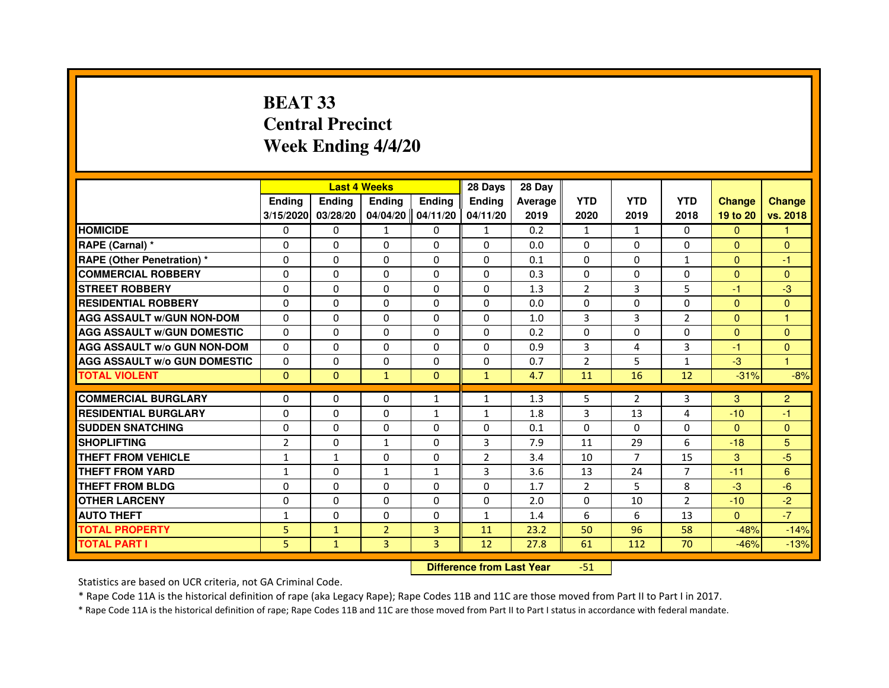# BEAT 33
## Central Precinct
## Week Ending 4/4/20

| | Last 4 Weeks | | | | 28 Days | 28 Day | | | | | |
|---|---|---|---|---|---|---|---|---|---|---|---|
| | Ending 3/15/2020 | Ending 03/28/20 | Ending 04/04/20 | Ending 04/11/20 | Ending 04/11/20 | Average 2019 | YTD 2020 | YTD 2019 | YTD 2018 | Change 19 to 20 | Change vs. 2018 |
| HOMICIDE | 0 | 0 | 1 | 0 | 1 | 0.2 | 1 | 1 | 0 | 0 | 1 |
| RAPE (Carnal) * | 0 | 0 | 0 | 0 | 0 | 0.0 | 0 | 0 | 0 | 0 | 0 |
| RAPE (Other Penetration) * | 0 | 0 | 0 | 0 | 0 | 0.1 | 0 | 0 | 1 | 0 | -1 |
| COMMERCIAL ROBBERY | 0 | 0 | 0 | 0 | 0 | 0.3 | 0 | 0 | 0 | 0 | 0 |
| STREET ROBBERY | 0 | 0 | 0 | 0 | 0 | 1.3 | 2 | 3 | 5 | -1 | -3 |
| RESIDENTIAL ROBBERY | 0 | 0 | 0 | 0 | 0 | 0.0 | 0 | 0 | 0 | 0 | 0 |
| AGG ASSAULT w/GUN NON-DOM | 0 | 0 | 0 | 0 | 0 | 1.0 | 3 | 3 | 2 | 0 | 1 |
| AGG ASSAULT w/GUN DOMESTIC | 0 | 0 | 0 | 0 | 0 | 0.2 | 0 | 0 | 0 | 0 | 0 |
| AGG ASSAULT w/o GUN NON-DOM | 0 | 0 | 0 | 0 | 0 | 0.9 | 3 | 4 | 3 | -1 | 0 |
| AGG ASSAULT w/o GUN DOMESTIC | 0 | 0 | 0 | 0 | 0 | 0.7 | 2 | 5 | 1 | -3 | 1 |
| TOTAL VIOLENT | 0 | 0 | 1 | 0 | 1 | 4.7 | 11 | 16 | 12 | -31% | -8% |
| COMMERCIAL BURGLARY | 0 | 0 | 0 | 1 | 1 | 1.3 | 5 | 2 | 3 | 3 | 2 |
| RESIDENTIAL BURGLARY | 0 | 0 | 0 | 1 | 1 | 1.8 | 3 | 13 | 4 | -10 | -1 |
| SUDDEN SNATCHING | 0 | 0 | 0 | 0 | 0 | 0.1 | 0 | 0 | 0 | 0 | 0 |
| SHOPLIFTING | 2 | 0 | 1 | 0 | 3 | 7.9 | 11 | 29 | 6 | -18 | 5 |
| THEFT FROM VEHICLE | 1 | 1 | 0 | 0 | 2 | 3.4 | 10 | 7 | 15 | 3 | -5 |
| THEFT FROM YARD | 1 | 0 | 1 | 1 | 3 | 3.6 | 13 | 24 | 7 | -11 | 6 |
| THEFT FROM BLDG | 0 | 0 | 0 | 0 | 0 | 1.7 | 2 | 5 | 8 | -3 | -6 |
| OTHER LARCENY | 0 | 0 | 0 | 0 | 0 | 2.0 | 0 | 10 | 2 | -10 | -2 |
| AUTO THEFT | 1 | 0 | 0 | 0 | 1 | 1.4 | 6 | 6 | 13 | 0 | -7 |
| TOTAL PROPERTY | 5 | 1 | 2 | 3 | 11 | 23.2 | 50 | 96 | 58 | -48% | -14% |
| TOTAL PART I | 5 | 1 | 3 | 3 | 12 | 27.8 | 61 | 112 | 70 | -46% | -13% |

**Difference from Last Year** -51

Statistics are based on UCR criteria, not GA Criminal Code.

* Rape Code 11A is the historical definition of rape (aka Legacy Rape); Rape Codes 11B and 11C are those moved from Part II to Part I in 2017.

* Rape Code 11A is the historical definition of rape; Rape Codes 11B and 11C are those moved from Part II to Part I status in accordance with federal mandate.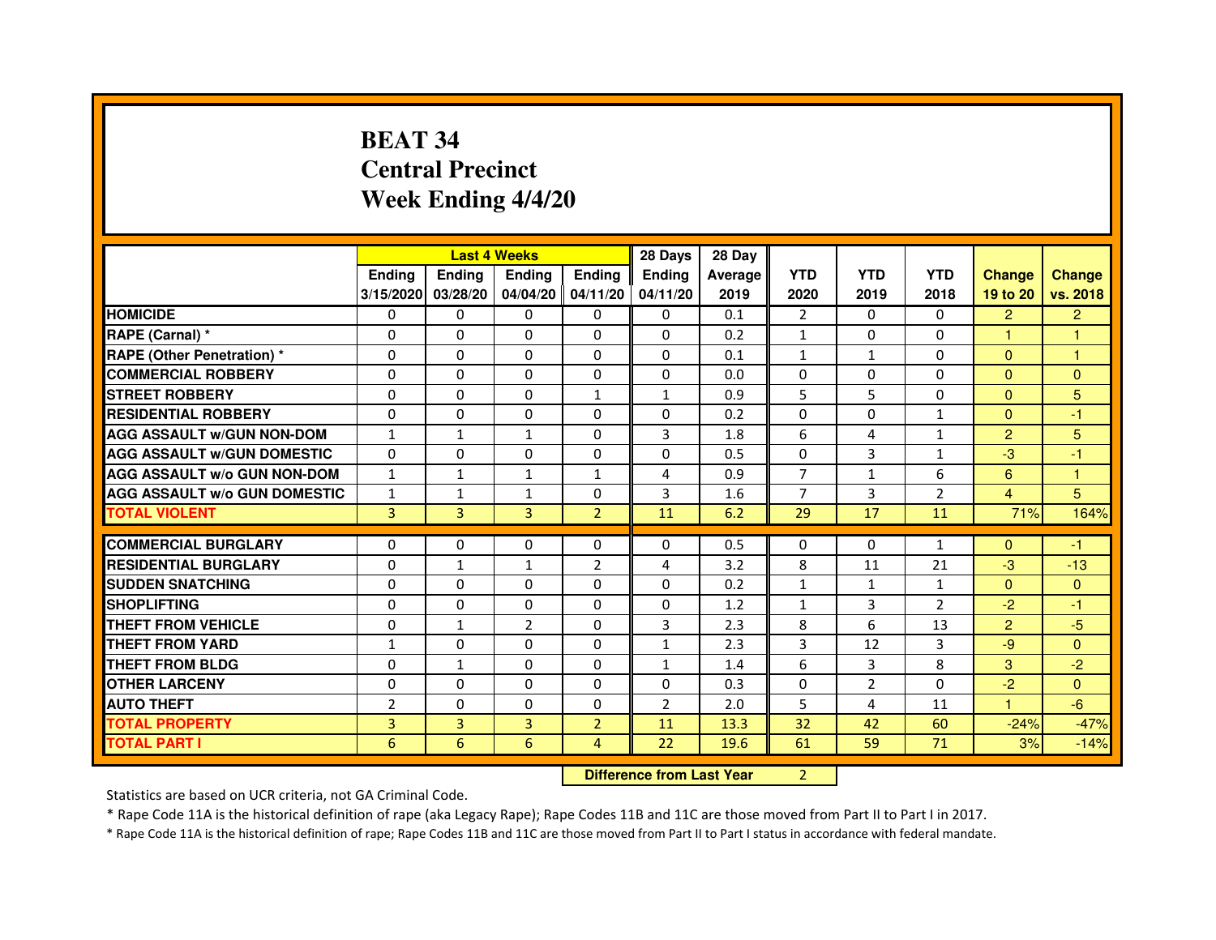# BEAT 34
# Central Precinct
# Week Ending 4/4/20

| | Last 4 Weeks | | | | 28 Days | 28 Day | | | | | |
|---|---|---|---|---|---|---|---|---|---|---|---|
| | Ending 3/15/2020 | Ending 03/28/20 | Ending 04/04/20 | Ending 04/11/20 | Ending 04/11/20 | Average 2019 | YTD 2020 | YTD 2019 | YTD 2018 | Change 19 to 20 | Change vs. 2018 |
| HOMICIDE | 0 | 0 | 0 | 0 | 0 | 0.1 | 2 | 0 | 0 | 2 | 2 |
| RAPE (Carnal) * | 0 | 0 | 0 | 0 | 0 | 0.2 | 1 | 0 | 0 | 1 | 1 |
| RAPE (Other Penetration) * | 0 | 0 | 0 | 0 | 0 | 0.1 | 1 | 1 | 0 | 0 | 1 |
| COMMERCIAL ROBBERY | 0 | 0 | 0 | 0 | 0 | 0.0 | 0 | 0 | 0 | 0 | 0 |
| STREET ROBBERY | 0 | 0 | 0 | 1 | 1 | 0.9 | 5 | 5 | 0 | 0 | 5 |
| RESIDENTIAL ROBBERY | 0 | 0 | 0 | 0 | 0 | 0.2 | 0 | 0 | 1 | 0 | -1 |
| AGG ASSAULT w/GUN NON-DOM | 1 | 1 | 1 | 0 | 3 | 1.8 | 6 | 4 | 1 | 2 | 5 |
| AGG ASSAULT w/GUN DOMESTIC | 0 | 0 | 0 | 0 | 0 | 0.5 | 0 | 3 | 1 | -3 | -1 |
| AGG ASSAULT w/o GUN NON-DOM | 1 | 1 | 1 | 1 | 4 | 0.9 | 7 | 1 | 6 | 6 | 1 |
| AGG ASSAULT w/o GUN DOMESTIC | 1 | 1 | 1 | 0 | 3 | 1.6 | 7 | 3 | 2 | 4 | 5 |
| TOTAL VIOLENT | 3 | 3 | 3 | 2 | 11 | 6.2 | 29 | 17 | 11 | 71% | 164% |
| COMMERCIAL BURGLARY | 0 | 0 | 0 | 0 | 0 | 0.5 | 0 | 0 | 1 | 0 | -1 |
| RESIDENTIAL BURGLARY | 0 | 1 | 1 | 2 | 4 | 3.2 | 8 | 11 | 21 | -3 | -13 |
| SUDDEN SNATCHING | 0 | 0 | 0 | 0 | 0 | 0.2 | 1 | 1 | 1 | 0 | 0 |
| SHOPLIFTING | 0 | 0 | 0 | 0 | 0 | 1.2 | 1 | 3 | 2 | -2 | -1 |
| THEFT FROM VEHICLE | 0 | 1 | 2 | 0 | 3 | 2.3 | 8 | 6 | 13 | 2 | -5 |
| THEFT FROM YARD | 1 | 0 | 0 | 0 | 1 | 2.3 | 3 | 12 | 3 | -9 | 0 |
| THEFT FROM BLDG | 0 | 1 | 0 | 0 | 1 | 1.4 | 6 | 3 | 8 | 3 | -2 |
| OTHER LARCENY | 0 | 0 | 0 | 0 | 0 | 0.3 | 0 | 2 | 0 | -2 | 0 |
| AUTO THEFT | 2 | 0 | 0 | 0 | 2 | 2.0 | 5 | 4 | 11 | 1 | -6 |
| TOTAL PROPERTY | 3 | 3 | 3 | 2 | 11 | 13.3 | 32 | 42 | 60 | -24% | -47% |
| TOTAL PART I | 6 | 6 | 6 | 4 | 22 | 19.6 | 61 | 59 | 71 | 3% | -14% |

| Difference from Last Year | 2 |
|---|---|

Statistics are based on UCR criteria, not GA Criminal Code.

* Rape Code 11A is the historical definition of rape (aka Legacy Rape); Rape Codes 11B and 11C are those moved from Part II to Part I in 2017.

* Rape Code 11A is the historical definition of rape; Rape Codes 11B and 11C are those moved from Part II to Part I status in accordance with federal mandate.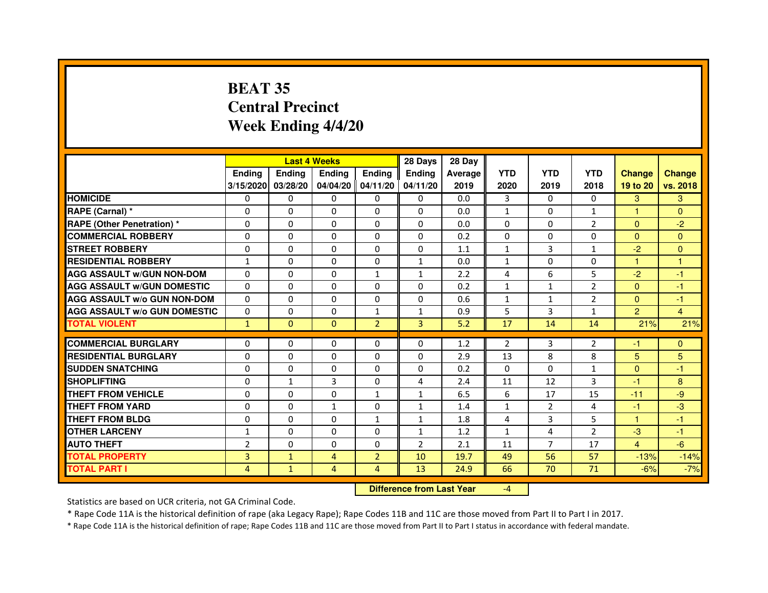# BEAT 35
# Central Precinct
# Week Ending 4/4/20

| | Last 4 Weeks | | | | 28 Days | 28 Day | | | | | |
|---|---|---|---|---|---|---|---|---|---|---|---|
| | Ending 3/15/2020 | Ending 03/28/20 | Ending 04/04/20 | Ending 04/11/20 | Ending 04/11/20 | Average 2019 | YTD 2020 | YTD 2019 | YTD 2018 | Change 19 to 20 | Change vs. 2018 |
| HOMICIDE | 0 | 0 | 0 | 0 | 0 | 0.0 | 3 | 0 | 0 | 3 | 3 |
| RAPE (Carnal) * | 0 | 0 | 0 | 0 | 0 | 0.0 | 1 | 0 | 1 | 1 | 0 |
| RAPE (Other Penetration) * | 0 | 0 | 0 | 0 | 0 | 0.0 | 0 | 0 | 2 | 0 | -2 |
| COMMERCIAL ROBBERY | 0 | 0 | 0 | 0 | 0 | 0.2 | 0 | 0 | 0 | 0 | 0 |
| STREET ROBBERY | 0 | 0 | 0 | 0 | 0 | 1.1 | 1 | 3 | 1 | -2 | 0 |
| RESIDENTIAL ROBBERY | 1 | 0 | 0 | 0 | 1 | 0.0 | 1 | 0 | 0 | 1 | 1 |
| AGG ASSAULT w/GUN NON-DOM | 0 | 0 | 0 | 1 | 1 | 2.2 | 4 | 6 | 5 | -2 | -1 |
| AGG ASSAULT w/GUN DOMESTIC | 0 | 0 | 0 | 0 | 0 | 0.2 | 1 | 1 | 2 | 0 | -1 |
| AGG ASSAULT w/o GUN NON-DOM | 0 | 0 | 0 | 0 | 0 | 0.6 | 1 | 1 | 2 | 0 | -1 |
| AGG ASSAULT w/o GUN DOMESTIC | 0 | 0 | 0 | 1 | 1 | 0.9 | 5 | 3 | 1 | 2 | 4 |
| TOTAL VIOLENT | 1 | 0 | 0 | 2 | 3 | 5.2 | 17 | 14 | 14 | 21% | 21% |
| COMMERCIAL BURGLARY | 0 | 0 | 0 | 0 | 0 | 1.2 | 2 | 3 | 2 | -1 | 0 |
| RESIDENTIAL BURGLARY | 0 | 0 | 0 | 0 | 0 | 2.9 | 13 | 8 | 8 | 5 | 5 |
| SUDDEN SNATCHING | 0 | 0 | 0 | 0 | 0 | 0.2 | 0 | 0 | 1 | 0 | -1 |
| SHOPLIFTING | 0 | 1 | 3 | 0 | 4 | 2.4 | 11 | 12 | 3 | -1 | 8 |
| THEFT FROM VEHICLE | 0 | 0 | 0 | 1 | 1 | 6.5 | 6 | 17 | 15 | -11 | -9 |
| THEFT FROM YARD | 0 | 0 | 1 | 0 | 1 | 1.4 | 1 | 2 | 4 | -1 | -3 |
| THEFT FROM BLDG | 0 | 0 | 0 | 1 | 1 | 1.8 | 4 | 3 | 5 | 1 | -1 |
| OTHER LARCENY | 1 | 0 | 0 | 0 | 1 | 1.2 | 1 | 4 | 2 | -3 | -1 |
| AUTO THEFT | 2 | 0 | 0 | 0 | 2 | 2.1 | 11 | 7 | 17 | 4 | -6 |
| TOTAL PROPERTY | 3 | 1 | 4 | 2 | 10 | 19.7 | 49 | 56 | 57 | -13% | -14% |
| TOTAL PART I | 4 | 1 | 4 | 4 | 13 | 24.9 | 66 | 70 | 71 | -6% | -7% |

**Difference from Last Year** -4

Statistics are based on UCR criteria, not GA Criminal Code.

* Rape Code 11A is the historical definition of rape (aka Legacy Rape); Rape Codes 11B and 11C are those moved from Part II to Part I in 2017.

* Rape Code 11A is the historical definition of rape; Rape Codes 11B and 11C are those moved from Part II to Part I status in accordance with federal mandate.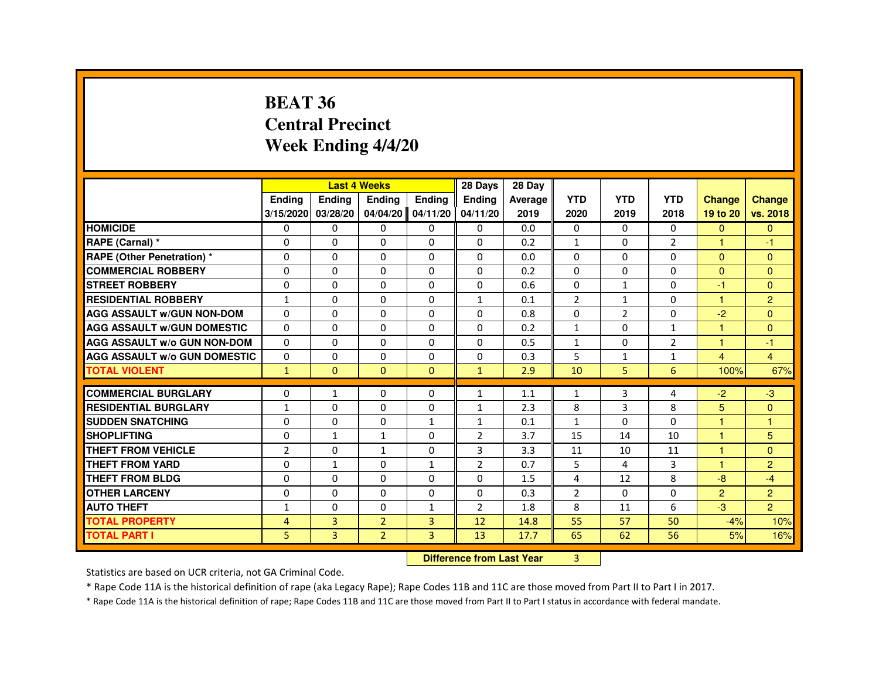# BEAT 36
# Central Precinct
# Week Ending 4/4/20

| | Last 4 Weeks | | | | 28 Days | 28 Day | | | | | |
|---|---|---|---|---|---|---|---|---|---|---|---|
| | Ending 3/15/2020 | Ending 03/28/20 | Ending 04/04/20 | Ending 04/11/20 | Ending 04/11/20 | Average 2019 | YTD 2020 | YTD 2019 | YTD 2018 | Change 19 to 20 | Change vs. 2018 |
| HOMICIDE | 0 | 0 | 0 | 0 | 0 | 0.0 | 0 | 0 | 0 | 0 | 0 |
| RAPE (Carnal) * | 0 | 0 | 0 | 0 | 0 | 0.2 | 1 | 0 | 2 | 1 | -1 |
| RAPE (Other Penetration) * | 0 | 0 | 0 | 0 | 0 | 0.0 | 0 | 0 | 0 | 0 | 0 |
| COMMERCIAL ROBBERY | 0 | 0 | 0 | 0 | 0 | 0.2 | 0 | 0 | 0 | 0 | 0 |
| STREET ROBBERY | 0 | 0 | 0 | 0 | 0 | 0.6 | 0 | 1 | 0 | -1 | 0 |
| RESIDENTIAL ROBBERY | 1 | 0 | 0 | 0 | 1 | 0.1 | 2 | 1 | 0 | 1 | 2 |
| AGG ASSAULT w/GUN NON-DOM | 0 | 0 | 0 | 0 | 0 | 0.8 | 0 | 2 | 0 | -2 | 0 |
| AGG ASSAULT w/GUN DOMESTIC | 0 | 0 | 0 | 0 | 0 | 0.2 | 1 | 0 | 1 | 1 | 0 |
| AGG ASSAULT w/o GUN NON-DOM | 0 | 0 | 0 | 0 | 0 | 0.5 | 1 | 0 | 2 | 1 | -1 |
| AGG ASSAULT w/o GUN DOMESTIC | 0 | 0 | 0 | 0 | 0 | 0.3 | 5 | 1 | 1 | 4 | 4 |
| TOTAL VIOLENT | 1 | 0 | 0 | 0 | 1 | 2.9 | 10 | 5 | 6 | 100% | 67% |
| COMMERCIAL BURGLARY | 0 | 1 | 0 | 0 | 1 | 1.1 | 1 | 3 | 4 | -2 | -3 |
| RESIDENTIAL BURGLARY | 1 | 0 | 0 | 0 | 1 | 2.3 | 8 | 3 | 8 | 5 | 0 |
| SUDDEN SNATCHING | 0 | 0 | 0 | 1 | 1 | 0.1 | 1 | 0 | 0 | 1 | 1 |
| SHOPLIFTING | 0 | 1 | 1 | 0 | 2 | 3.7 | 15 | 14 | 10 | 1 | 5 |
| THEFT FROM VEHICLE | 2 | 0 | 1 | 0 | 3 | 3.3 | 11 | 10 | 11 | 1 | 0 |
| THEFT FROM YARD | 0 | 1 | 0 | 1 | 2 | 0.7 | 5 | 4 | 3 | 1 | 2 |
| THEFT FROM BLDG | 0 | 0 | 0 | 0 | 0 | 1.5 | 4 | 12 | 8 | -8 | -4 |
| OTHER LARCENY | 0 | 0 | 0 | 0 | 0 | 0.3 | 2 | 0 | 0 | 2 | 2 |
| AUTO THEFT | 1 | 0 | 0 | 1 | 2 | 1.8 | 8 | 11 | 6 | -3 | 2 |
| TOTAL PROPERTY | 4 | 3 | 2 | 3 | 12 | 14.8 | 55 | 57 | 50 | -4% | 10% |
| TOTAL PART I | 5 | 3 | 2 | 3 | 13 | 17.7 | 65 | 62 | 56 | 5% | 16% |

**Difference from Last Year** 3

Statistics are based on UCR criteria, not GA Criminal Code.

* Rape Code 11A is the historical definition of rape (aka Legacy Rape); Rape Codes 11B and 11C are those moved from Part II to Part I in 2017.

* Rape Code 11A is the historical definition of rape; Rape Codes 11B and 11C are those moved from Part II to Part I status in accordance with federal mandate.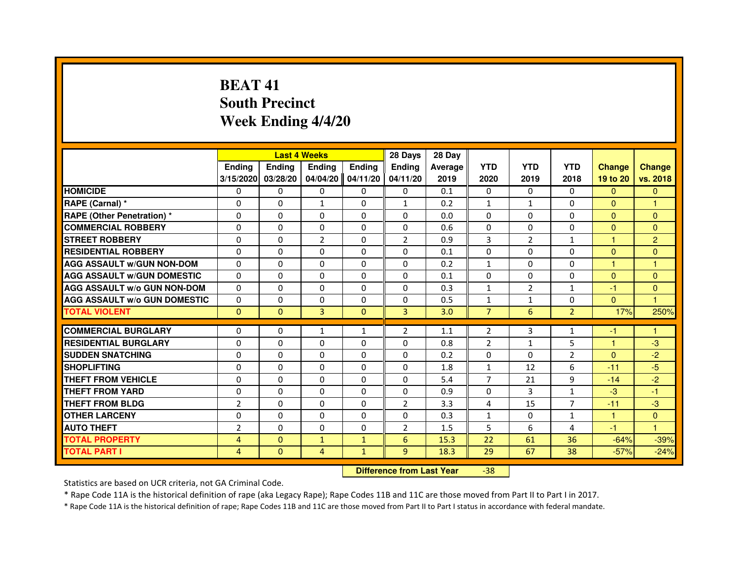# BEAT 41
# South Precinct
# Week Ending 4/4/20

| | Last 4 Weeks | | | | 28 Days | 28 Day | | | | | |
|---|---|---|---|---|---|---|---|---|---|---|---|
| | Ending 3/15/2020 | Ending 03/28/20 | Ending 04/04/20 | Ending 04/11/20 | Ending 04/11/20 | Average 2019 | YTD 2020 | YTD 2019 | YTD 2018 | Change 19 to 20 | Change vs. 2018 |
| **HOMICIDE** | 0 | 0 | 0 | 0 | 0 | 0.1 | 0 | 0 | 0 | 0 | 0 |
| **RAPE (Carnal) *** | 0 | 0 | 1 | 0 | 1 | 0.2 | 1 | 1 | 0 | 0 | 1 |
| **RAPE (Other Penetration) *** | 0 | 0 | 0 | 0 | 0 | 0.0 | 0 | 0 | 0 | 0 | 0 |
| **COMMERCIAL ROBBERY** | 0 | 0 | 0 | 0 | 0 | 0.6 | 0 | 0 | 0 | 0 | 0 |
| **STREET ROBBERY** | 0 | 0 | 2 | 0 | 2 | 0.9 | 3 | 2 | 1 | 1 | 2 |
| **RESIDENTIAL ROBBERY** | 0 | 0 | 0 | 0 | 0 | 0.1 | 0 | 0 | 0 | 0 | 0 |
| **AGG ASSAULT w/GUN NON-DOM** | 0 | 0 | 0 | 0 | 0 | 0.2 | 1 | 0 | 0 | 1 | 1 |
| **AGG ASSAULT w/GUN DOMESTIC** | 0 | 0 | 0 | 0 | 0 | 0.1 | 0 | 0 | 0 | 0 | 0 |
| **AGG ASSAULT w/o GUN NON-DOM** | 0 | 0 | 0 | 0 | 0 | 0.3 | 1 | 2 | 1 | -1 | 0 |
| **AGG ASSAULT w/o GUN DOMESTIC** | 0 | 0 | 0 | 0 | 0 | 0.5 | 1 | 1 | 0 | 0 | 1 |
| **TOTAL VIOLENT** | 0 | 0 | 3 | 0 | 3 | 3.0 | 7 | 6 | 2 | 17% | 250% |
| **COMMERCIAL BURGLARY** | 0 | 0 | 1 | 1 | 2 | 1.1 | 2 | 3 | 1 | -1 | 1 |
| **RESIDENTIAL BURGLARY** | 0 | 0 | 0 | 0 | 0 | 0.8 | 2 | 1 | 5 | 1 | -3 |
| **SUDDEN SNATCHING** | 0 | 0 | 0 | 0 | 0 | 0.2 | 0 | 0 | 2 | 0 | -2 |
| **SHOPLIFTING** | 0 | 0 | 0 | 0 | 0 | 1.8 | 1 | 12 | 6 | -11 | -5 |
| **THEFT FROM VEHICLE** | 0 | 0 | 0 | 0 | 0 | 5.4 | 7 | 21 | 9 | -14 | -2 |
| **THEFT FROM YARD** | 0 | 0 | 0 | 0 | 0 | 0.9 | 0 | 3 | 1 | -3 | -1 |
| **THEFT FROM BLDG** | 2 | 0 | 0 | 0 | 2 | 3.3 | 4 | 15 | 7 | -11 | -3 |
| **OTHER LARCENY** | 0 | 0 | 0 | 0 | 0 | 0.3 | 1 | 0 | 1 | 1 | 0 |
| **AUTO THEFT** | 2 | 0 | 0 | 0 | 2 | 1.5 | 5 | 6 | 4 | -1 | 1 |
| **TOTAL PROPERTY** | 4 | 0 | 1 | 1 | 6 | 15.3 | 22 | 61 | 36 | -64% | -39% |
| **TOTAL PART I** | 4 | 0 | 4 | 1 | 9 | 18.3 | 29 | 67 | 38 | -57% | -24% |

**Difference from Last Year** -38

Statistics are based on UCR criteria, not GA Criminal Code.

* Rape Code 11A is the historical definition of rape (aka Legacy Rape); Rape Codes 11B and 11C are those moved from Part II to Part I in 2017.

* Rape Code 11A is the historical definition of rape; Rape Codes 11B and 11C are those moved from Part II to Part I status in accordance with federal mandate.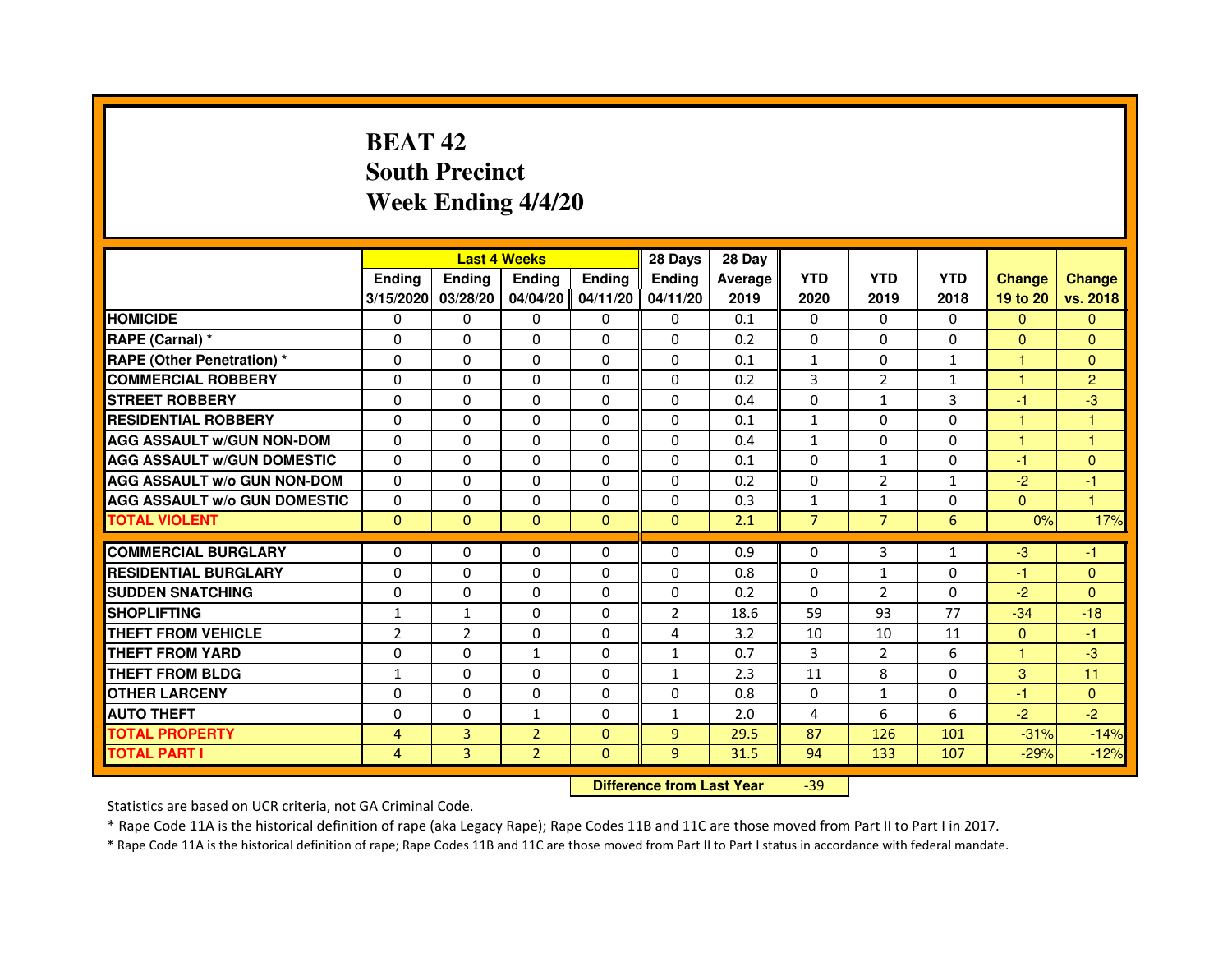# BEAT 42
## South Precinct
## Week Ending 4/4/20

| | Last 4 Weeks | | | | 28 Days | 28 Day | | | | | |
|---|---|---|---|---|---|---|---|---|---|---|---|
| | Ending 3/15/2020 | Ending 03/28/20 | Ending 04/04/20 | Ending 04/11/20 | Ending 04/11/20 | Average 2019 | YTD 2020 | YTD 2019 | YTD 2018 | Change 19 to 20 | Change vs. 2018 |
| HOMICIDE | 0 | 0 | 0 | 0 | 0 | 0.1 | 0 | 0 | 0 | 0 | 0 |
| RAPE (Carnal) * | 0 | 0 | 0 | 0 | 0 | 0.2 | 0 | 0 | 0 | 0 | 0 |
| RAPE (Other Penetration) * | 0 | 0 | 0 | 0 | 0 | 0.1 | 1 | 0 | 1 | 1 | 0 |
| COMMERCIAL ROBBERY | 0 | 0 | 0 | 0 | 0 | 0.2 | 3 | 2 | 1 | 1 | 2 |
| STREET ROBBERY | 0 | 0 | 0 | 0 | 0 | 0.4 | 0 | 1 | 3 | -1 | -3 |
| RESIDENTIAL ROBBERY | 0 | 0 | 0 | 0 | 0 | 0.1 | 1 | 0 | 0 | 1 | 1 |
| AGG ASSAULT w/GUN NON-DOM | 0 | 0 | 0 | 0 | 0 | 0.4 | 1 | 0 | 0 | 1 | 1 |
| AGG ASSAULT w/GUN DOMESTIC | 0 | 0 | 0 | 0 | 0 | 0.1 | 0 | 1 | 0 | -1 | 0 |
| AGG ASSAULT w/o GUN NON-DOM | 0 | 0 | 0 | 0 | 0 | 0.2 | 0 | 2 | 1 | -2 | -1 |
| AGG ASSAULT w/o GUN DOMESTIC | 0 | 0 | 0 | 0 | 0 | 0.3 | 1 | 1 | 0 | 0 | 1 |
| TOTAL VIOLENT | 0 | 0 | 0 | 0 | 0 | 2.1 | 7 | 7 | 6 | 0% | 17% |
| COMMERCIAL BURGLARY | 0 | 0 | 0 | 0 | 0 | 0.9 | 0 | 3 | 1 | -3 | -1 |
| RESIDENTIAL BURGLARY | 0 | 0 | 0 | 0 | 0 | 0.8 | 0 | 1 | 0 | -1 | 0 |
| SUDDEN SNATCHING | 0 | 0 | 0 | 0 | 0 | 0.2 | 0 | 2 | 0 | -2 | 0 |
| SHOPLIFTING | 1 | 1 | 0 | 0 | 2 | 18.6 | 59 | 93 | 77 | -34 | -18 |
| THEFT FROM VEHICLE | 2 | 2 | 0 | 0 | 4 | 3.2 | 10 | 10 | 11 | 0 | -1 |
| THEFT FROM YARD | 0 | 0 | 1 | 0 | 1 | 0.7 | 3 | 2 | 6 | 1 | -3 |
| THEFT FROM BLDG | 1 | 0 | 0 | 0 | 1 | 2.3 | 11 | 8 | 0 | 3 | 11 |
| OTHER LARCENY | 0 | 0 | 0 | 0 | 0 | 0.8 | 0 | 1 | 0 | -1 | 0 |
| AUTO THEFT | 0 | 0 | 1 | 0 | 1 | 2.0 | 4 | 6 | 6 | -2 | -2 |
| TOTAL PROPERTY | 4 | 3 | 2 | 0 | 9 | 29.5 | 87 | 126 | 101 | -31% | -14% |
| TOTAL PART I | 4 | 3 | 2 | 0 | 9 | 31.5 | 94 | 133 | 107 | -29% | -12% |

**Difference from Last Year** -39

Statistics are based on UCR criteria, not GA Criminal Code.

* Rape Code 11A is the historical definition of rape (aka Legacy Rape); Rape Codes 11B and 11C are those moved from Part II to Part I in 2017.

* Rape Code 11A is the historical definition of rape; Rape Codes 11B and 11C are those moved from Part II to Part I status in accordance with federal mandate.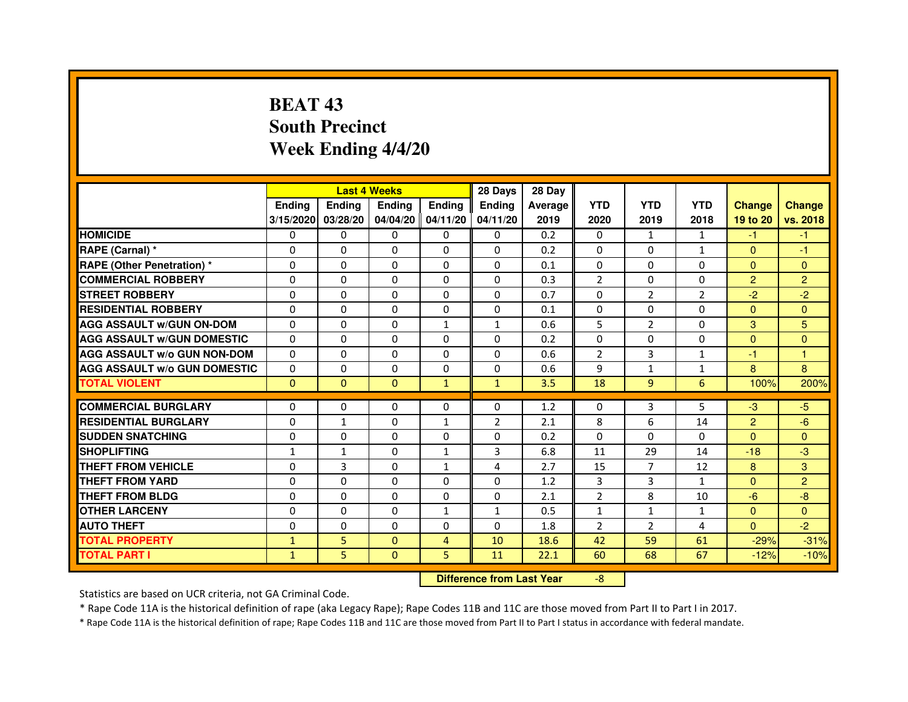# BEAT 43
## South Precinct
## Week Ending 4/4/20

| | Last 4 Weeks | | | | 28 Days | 28 Day | | | | | |
|---|---|---|---|---|---|---|---|---|---|---|---|
| | Ending 3/15/2020 | Ending 03/28/20 | Ending 04/04/20 | Ending 04/11/20 | Ending 04/11/20 | Average 2019 | YTD 2020 | YTD 2019 | YTD 2018 | Change 19 to 20 | Change vs. 2018 |
| **HOMICIDE** | 0 | 0 | 0 | 0 | 0 | 0.2 | 0 | 1 | 1 | -1 | -1 |
| **RAPE (Carnal) *** | 0 | 0 | 0 | 0 | 0 | 0.2 | 0 | 0 | 1 | 0 | -1 |
| **RAPE (Other Penetration) *** | 0 | 0 | 0 | 0 | 0 | 0.1 | 0 | 0 | 0 | 0 | 0 |
| **COMMERCIAL ROBBERY** | 0 | 0 | 0 | 0 | 0 | 0.3 | 2 | 0 | 0 | 2 | 2 |
| **STREET ROBBERY** | 0 | 0 | 0 | 0 | 0 | 0.7 | 0 | 2 | 2 | -2 | -2 |
| **RESIDENTIAL ROBBERY** | 0 | 0 | 0 | 0 | 0 | 0.1 | 0 | 0 | 0 | 0 | 0 |
| **AGG ASSAULT w/GUN ON-DOM** | 0 | 0 | 0 | 1 | 1 | 0.6 | 5 | 2 | 0 | 3 | 5 |
| **AGG ASSAULT w/GUN DOMESTIC** | 0 | 0 | 0 | 0 | 0 | 0.2 | 0 | 0 | 0 | 0 | 0 |
| **AGG ASSAULT w/o GUN NON-DOM** | 0 | 0 | 0 | 0 | 0 | 0.6 | 2 | 3 | 1 | -1 | 1 |
| **AGG ASSAULT w/o GUN DOMESTIC** | 0 | 0 | 0 | 0 | 0 | 0.6 | 9 | 1 | 1 | 8 | 8 |
| **TOTAL VIOLENT** | 0 | 0 | 0 | 1 | 1 | 3.5 | 18 | 9 | 6 | 100% | 200% |
| **COMMERCIAL BURGLARY** | 0 | 0 | 0 | 0 | 0 | 1.2 | 0 | 3 | 5 | -3 | -5 |
| **RESIDENTIAL BURGLARY** | 0 | 1 | 0 | 1 | 2 | 2.1 | 8 | 6 | 14 | 2 | -6 |
| **SUDDEN SNATCHING** | 0 | 0 | 0 | 0 | 0 | 0.2 | 0 | 0 | 0 | 0 | 0 |
| **SHOPLIFTING** | 1 | 1 | 0 | 1 | 3 | 6.8 | 11 | 29 | 14 | -18 | -3 |
| **THEFT FROM VEHICLE** | 0 | 3 | 0 | 1 | 4 | 2.7 | 15 | 7 | 12 | 8 | 3 |
| **THEFT FROM YARD** | 0 | 0 | 0 | 0 | 0 | 1.2 | 3 | 3 | 1 | 0 | 2 |
| **THEFT FROM BLDG** | 0 | 0 | 0 | 0 | 0 | 2.1 | 2 | 8 | 10 | -6 | -8 |
| **OTHER LARCENY** | 0 | 0 | 0 | 1 | 1 | 0.5 | 1 | 1 | 1 | 0 | 0 |
| **AUTO THEFT** | 0 | 0 | 0 | 0 | 0 | 1.8 | 2 | 2 | 4 | 0 | -2 |
| **TOTAL PROPERTY** | 1 | 5 | 0 | 4 | 10 | 18.6 | 42 | 59 | 61 | -29% | -31% |
| **TOTAL PART I** | 1 | 5 | 0 | 5 | 11 | 22.1 | 60 | 68 | 67 | -12% | -10% |

**Difference from Last Year** -8

Statistics are based on UCR criteria, not GA Criminal Code.

* Rape Code 11A is the historical definition of rape (aka Legacy Rape); Rape Codes 11B and 11C are those moved from Part II to Part I in 2017.

* Rape Code 11A is the historical definition of rape; Rape Codes 11B and 11C are those moved from Part II to Part I status in accordance with federal mandate.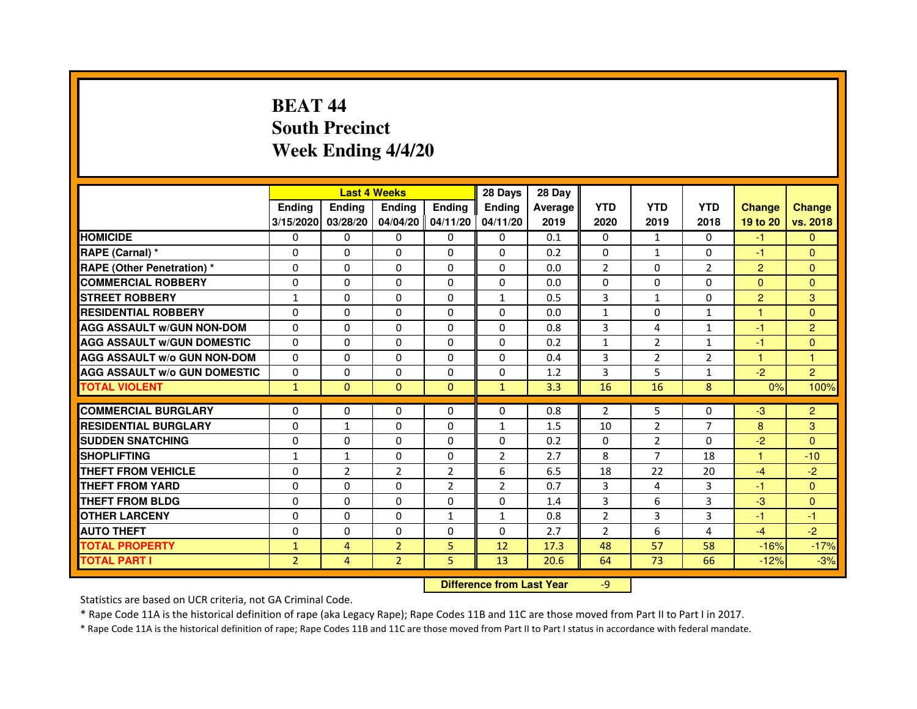# BEAT 44
## South Precinct
## Week Ending 4/4/20

| | Last 4 Weeks | | | | 28 Days | 28 Day | | | | | |
|---|---|---|---|---|---|---|---|---|---|---|---|
| | Ending 3/15/2020 | Ending 03/28/20 | Ending 04/04/20 | Ending 04/11/20 | Ending 04/11/20 | Average 2019 | YTD 2020 | YTD 2019 | YTD 2018 | Change 19 to 20 | Change vs. 2018 |
| **HOMICIDE** | 0 | 0 | 0 | 0 | 0 | 0.1 | 0 | 1 | 0 | -1 | 0 |
| **RAPE (Carnal) *** | 0 | 0 | 0 | 0 | 0 | 0.2 | 0 | 1 | 0 | -1 | 0 |
| **RAPE (Other Penetration) *** | 0 | 0 | 0 | 0 | 0 | 0.0 | 2 | 0 | 2 | 2 | 0 |
| **COMMERCIAL ROBBERY** | 0 | 0 | 0 | 0 | 0 | 0.0 | 0 | 0 | 0 | 0 | 0 |
| **STREET ROBBERY** | 1 | 0 | 0 | 0 | 1 | 0.5 | 3 | 1 | 0 | 2 | 3 |
| **RESIDENTIAL ROBBERY** | 0 | 0 | 0 | 0 | 0 | 0.0 | 1 | 0 | 1 | 1 | 0 |
| **AGG ASSAULT w/GUN NON-DOM** | 0 | 0 | 0 | 0 | 0 | 0.8 | 3 | 4 | 1 | -1 | 2 |
| **AGG ASSAULT w/GUN DOMESTIC** | 0 | 0 | 0 | 0 | 0 | 0.2 | 1 | 2 | 1 | -1 | 0 |
| **AGG ASSAULT w/o GUN NON-DOM** | 0 | 0 | 0 | 0 | 0 | 0.4 | 3 | 2 | 2 | 1 | 1 |
| **AGG ASSAULT w/o GUN DOMESTIC** | 0 | 0 | 0 | 0 | 0 | 1.2 | 3 | 5 | 1 | -2 | 2 |
| **TOTAL VIOLENT** | 1 | 0 | 0 | 0 | 1 | 3.3 | 16 | 16 | 8 | 0% | 100% |
| **COMMERCIAL BURGLARY** | 0 | 0 | 0 | 0 | 0 | 0.8 | 2 | 5 | 0 | -3 | 2 |
| **RESIDENTIAL BURGLARY** | 0 | 1 | 0 | 0 | 1 | 1.5 | 10 | 2 | 7 | 8 | 3 |
| **SUDDEN SNATCHING** | 0 | 0 | 0 | 0 | 0 | 0.2 | 0 | 2 | 0 | -2 | 0 |
| **SHOPLIFTING** | 1 | 1 | 0 | 0 | 2 | 2.7 | 8 | 7 | 18 | 1 | -10 |
| **THEFT FROM VEHICLE** | 0 | 2 | 2 | 2 | 6 | 6.5 | 18 | 22 | 20 | -4 | -2 |
| **THEFT FROM YARD** | 0 | 0 | 0 | 2 | 2 | 0.7 | 3 | 4 | 3 | -1 | 0 |
| **THEFT FROM BLDG** | 0 | 0 | 0 | 0 | 0 | 1.4 | 3 | 6 | 3 | -3 | 0 |
| **OTHER LARCENY** | 0 | 0 | 0 | 1 | 1 | 0.8 | 2 | 3 | 3 | -1 | -1 |
| **AUTO THEFT** | 0 | 0 | 0 | 0 | 0 | 2.7 | 2 | 6 | 4 | -4 | -2 |
| **TOTAL PROPERTY** | 1 | 4 | 2 | 5 | 12 | 17.3 | 48 | 57 | 58 | -16% | -17% |
| **TOTAL PART I** | 2 | 4 | 2 | 5 | 13 | 20.6 | 64 | 73 | 66 | -12% | -3% |

**Difference from Last Year** -9

Statistics are based on UCR criteria, not GA Criminal Code.

* Rape Code 11A is the historical definition of rape (aka Legacy Rape); Rape Codes 11B and 11C are those moved from Part II to Part I in 2017.

* Rape Code 11A is the historical definition of rape; Rape Codes 11B and 11C are those moved from Part II to Part I status in accordance with federal mandate.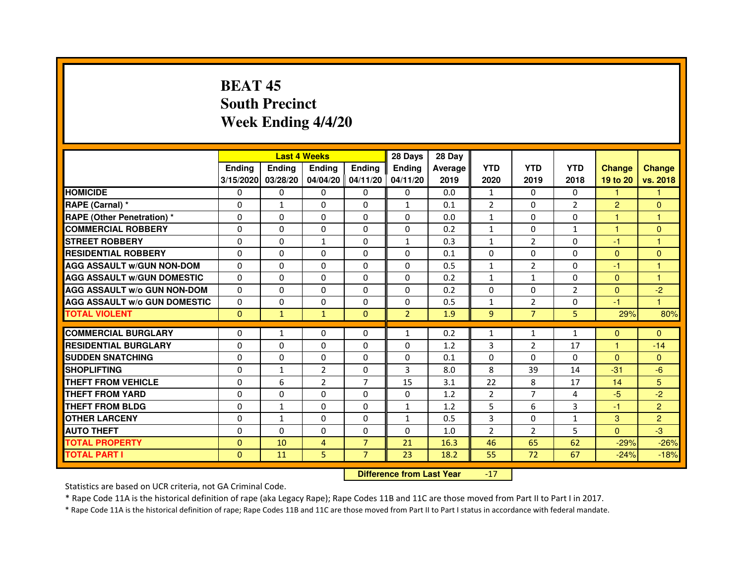# BEAT 45
# South Precinct
# Week Ending 4/4/20

| | Last 4 Weeks | | | | 28 Days | 28 Day | | | | | |
|---|---|---|---|---|---|---|---|---|---|---|---|
| | Ending 3/15/2020 | Ending 03/28/20 | Ending 04/04/20 | Ending 04/11/20 | Ending 04/11/20 | Average 2019 | YTD 2020 | YTD 2019 | YTD 2018 | Change 19 to 20 | Change vs. 2018 |
| **HOMICIDE** | 0 | 0 | 0 | 0 | 0 | 0.0 | 1 | 0 | 0 | 1 | 1 |
| **RAPE (Carnal) *** | 0 | 1 | 0 | 0 | 1 | 0.1 | 2 | 0 | 2 | 2 | 0 |
| **RAPE (Other Penetration) *** | 0 | 0 | 0 | 0 | 0 | 0.0 | 1 | 0 | 0 | 1 | 1 |
| **COMMERCIAL ROBBERY** | 0 | 0 | 0 | 0 | 0 | 0.2 | 1 | 0 | 1 | 1 | 0 |
| **STREET ROBBERY** | 0 | 0 | 1 | 0 | 1 | 0.3 | 1 | 2 | 0 | -1 | 1 |
| **RESIDENTIAL ROBBERY** | 0 | 0 | 0 | 0 | 0 | 0.1 | 0 | 0 | 0 | 0 | 0 |
| **AGG ASSAULT w/GUN NON-DOM** | 0 | 0 | 0 | 0 | 0 | 0.5 | 1 | 2 | 0 | -1 | 1 |
| **AGG ASSAULT w/GUN DOMESTIC** | 0 | 0 | 0 | 0 | 0 | 0.2 | 1 | 1 | 0 | 0 | 1 |
| **AGG ASSAULT w/o GUN NON-DOM** | 0 | 0 | 0 | 0 | 0 | 0.2 | 0 | 0 | 2 | 0 | -2 |
| **AGG ASSAULT w/o GUN DOMESTIC** | 0 | 0 | 0 | 0 | 0 | 0.5 | 1 | 2 | 0 | -1 | 1 |
| **TOTAL VIOLENT** | 0 | 1 | 1 | 0 | 2 | 1.9 | 9 | 7 | 5 | 29% | 80% |
| **COMMERCIAL BURGLARY** | 0 | 1 | 0 | 0 | 1 | 0.2 | 1 | 1 | 1 | 0 | 0 |
| **RESIDENTIAL BURGLARY** | 0 | 0 | 0 | 0 | 0 | 1.2 | 3 | 2 | 17 | 1 | -14 |
| **SUDDEN SNATCHING** | 0 | 0 | 0 | 0 | 0 | 0.1 | 0 | 0 | 0 | 0 | 0 |
| **SHOPLIFTING** | 0 | 1 | 2 | 0 | 3 | 8.0 | 8 | 39 | 14 | -31 | -6 |
| **THEFT FROM VEHICLE** | 0 | 6 | 2 | 7 | 15 | 3.1 | 22 | 8 | 17 | 14 | 5 |
| **THEFT FROM YARD** | 0 | 0 | 0 | 0 | 0 | 1.2 | 2 | 7 | 4 | -5 | -2 |
| **THEFT FROM BLDG** | 0 | 1 | 0 | 0 | 1 | 1.2 | 5 | 6 | 3 | -1 | 2 |
| **OTHER LARCENY** | 0 | 1 | 0 | 0 | 1 | 0.5 | 3 | 0 | 1 | 3 | 2 |
| **AUTO THEFT** | 0 | 0 | 0 | 0 | 0 | 1.0 | 2 | 2 | 5 | 0 | -3 |
| **TOTAL PROPERTY** | 0 | 10 | 4 | 7 | 21 | 16.3 | 46 | 65 | 62 | -29% | -26% |
| **TOTAL PART I** | 0 | 11 | 5 | 7 | 23 | 18.2 | 55 | 72 | 67 | -24% | -18% |

**Difference from Last Year** -17

Statistics are based on UCR criteria, not GA Criminal Code.

* Rape Code 11A is the historical definition of rape (aka Legacy Rape); Rape Codes 11B and 11C are those moved from Part II to Part I in 2017.

* Rape Code 11A is the historical definition of rape; Rape Codes 11B and 11C are those moved from Part II to Part I status in accordance with federal mandate.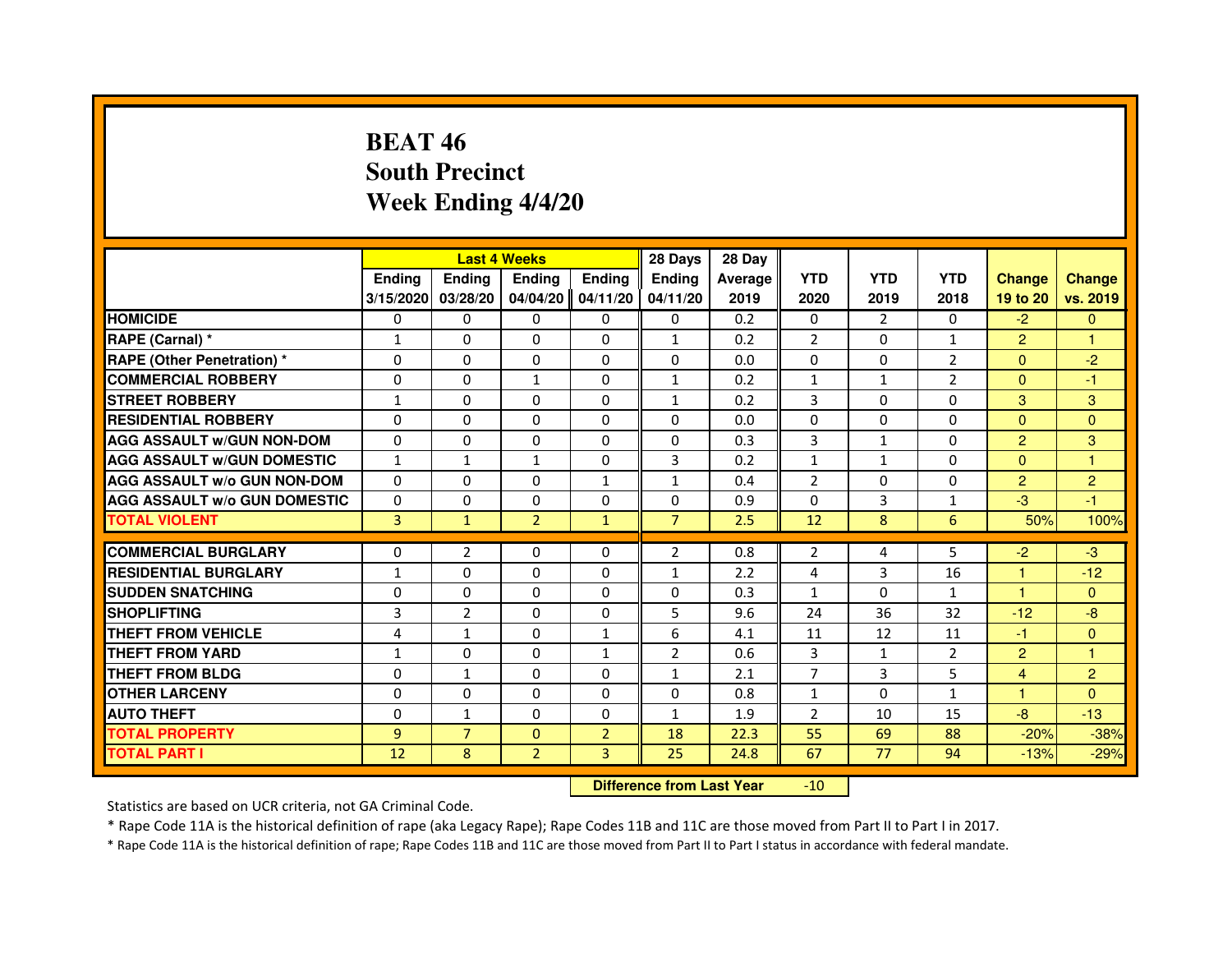# BEAT 46
# South Precinct
# Week Ending 4/4/20

| | Last 4 Weeks | | | | 28 Days | 28 Day | | | | | |
|---|---|---|---|---|---|---|---|---|---|---|---|
| | Ending 3/15/2020 | Ending 03/28/20 | Ending 04/04/20 | Ending 04/11/20 | Ending 04/11/20 | Average 2019 | YTD 2020 | YTD 2019 | YTD 2018 | Change 19 to 20 | Change vs. 2019 |
| HOMICIDE | 0 | 0 | 0 | 0 | 0 | 0.2 | 0 | 2 | 0 | -2 | 0 |
| RAPE (Carnal) * | 1 | 0 | 0 | 0 | 1 | 0.2 | 2 | 0 | 1 | 2 | 1 |
| RAPE (Other Penetration) * | 0 | 0 | 0 | 0 | 0 | 0.0 | 0 | 0 | 2 | 0 | -2 |
| COMMERCIAL ROBBERY | 0 | 0 | 1 | 0 | 1 | 0.2 | 1 | 1 | 2 | 0 | -1 |
| STREET ROBBERY | 1 | 0 | 0 | 0 | 1 | 0.2 | 3 | 0 | 0 | 3 | 3 |
| RESIDENTIAL ROBBERY | 0 | 0 | 0 | 0 | 0 | 0.0 | 0 | 0 | 0 | 0 | 0 |
| AGG ASSAULT w/GUN NON-DOM | 0 | 0 | 0 | 0 | 0 | 0.3 | 3 | 1 | 0 | 2 | 3 |
| AGG ASSAULT w/GUN DOMESTIC | 1 | 1 | 1 | 0 | 3 | 0.2 | 1 | 1 | 0 | 0 | 1 |
| AGG ASSAULT w/o GUN NON-DOM | 0 | 0 | 0 | 1 | 1 | 0.4 | 2 | 0 | 0 | 2 | 2 |
| AGG ASSAULT w/o GUN DOMESTIC | 0 | 0 | 0 | 0 | 0 | 0.9 | 0 | 3 | 1 | -3 | -1 |
| TOTAL VIOLENT | 3 | 1 | 2 | 1 | 7 | 2.5 | 12 | 8 | 6 | 50% | 100% |
| COMMERCIAL BURGLARY | 0 | 2 | 0 | 0 | 2 | 0.8 | 2 | 4 | 5 | -2 | -3 |
| RESIDENTIAL BURGLARY | 1 | 0 | 0 | 0 | 1 | 2.2 | 4 | 3 | 16 | 1 | -12 |
| SUDDEN SNATCHING | 0 | 0 | 0 | 0 | 0 | 0.3 | 1 | 0 | 1 | 1 | 0 |
| SHOPLIFTING | 3 | 2 | 0 | 0 | 5 | 9.6 | 24 | 36 | 32 | -12 | -8 |
| THEFT FROM VEHICLE | 4 | 1 | 0 | 1 | 6 | 4.1 | 11 | 12 | 11 | -1 | 0 |
| THEFT FROM YARD | 1 | 0 | 0 | 1 | 2 | 0.6 | 3 | 1 | 2 | 2 | 1 |
| THEFT FROM BLDG | 0 | 1 | 0 | 0 | 1 | 2.1 | 7 | 3 | 5 | 4 | 2 |
| OTHER LARCENY | 0 | 0 | 0 | 0 | 0 | 0.8 | 1 | 0 | 1 | 1 | 0 |
| AUTO THEFT | 0 | 1 | 0 | 0 | 1 | 1.9 | 2 | 10 | 15 | -8 | -13 |
| TOTAL PROPERTY | 9 | 7 | 0 | 2 | 18 | 22.3 | 55 | 69 | 88 | -20% | -38% |
| TOTAL PART I | 12 | 8 | 2 | 3 | 25 | 24.8 | 67 | 77 | 94 | -13% | -29% |

**Difference from Last Year** -10

Statistics are based on UCR criteria, not GA Criminal Code.

* Rape Code 11A is the historical definition of rape (aka Legacy Rape); Rape Codes 11B and 11C are those moved from Part II to Part I in 2017.

* Rape Code 11A is the historical definition of rape; Rape Codes 11B and 11C are those moved from Part II to Part I status in accordance with federal mandate.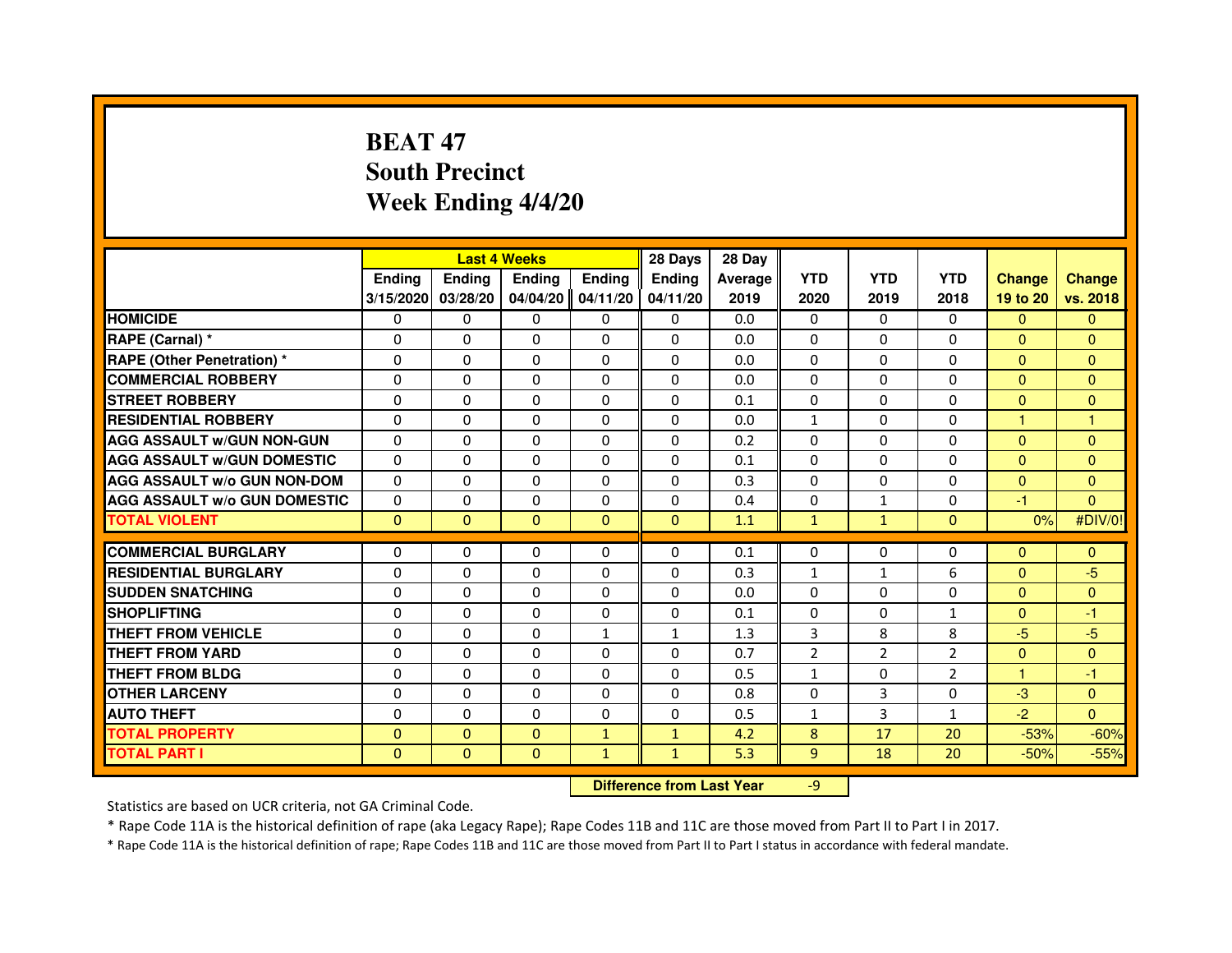# BEAT 47
## South Precinct
## Week Ending 4/4/20

| | Last 4 Weeks | | | | 28 Days | 28 Day | | | | | |
|---|---|---|---|---|---|---|---|---|---|---|---|
| | Ending 3/15/2020 | Ending 03/28/20 | Ending 04/04/20 | Ending 04/11/20 | Ending 04/11/20 | Average 2019 | YTD 2020 | YTD 2019 | YTD 2018 | Change 19 to 20 | Change vs. 2018 |
| HOMICIDE | 0 | 0 | 0 | 0 | 0 | 0.0 | 0 | 0 | 0 | 0 | 0 |
| RAPE (Carnal) * | 0 | 0 | 0 | 0 | 0 | 0.0 | 0 | 0 | 0 | 0 | 0 |
| RAPE (Other Penetration) * | 0 | 0 | 0 | 0 | 0 | 0.0 | 0 | 0 | 0 | 0 | 0 |
| COMMERCIAL ROBBERY | 0 | 0 | 0 | 0 | 0 | 0.0 | 0 | 0 | 0 | 0 | 0 |
| STREET ROBBERY | 0 | 0 | 0 | 0 | 0 | 0.1 | 0 | 0 | 0 | 0 | 0 |
| RESIDENTIAL ROBBERY | 0 | 0 | 0 | 0 | 0 | 0.0 | 1 | 0 | 0 | 1 | 1 |
| AGG ASSAULT w/GUN NON-GUN | 0 | 0 | 0 | 0 | 0 | 0.2 | 0 | 0 | 0 | 0 | 0 |
| AGG ASSAULT w/GUN DOMESTIC | 0 | 0 | 0 | 0 | 0 | 0.1 | 0 | 0 | 0 | 0 | 0 |
| AGG ASSAULT w/o GUN NON-DOM | 0 | 0 | 0 | 0 | 0 | 0.3 | 0 | 0 | 0 | 0 | 0 |
| AGG ASSAULT w/o GUN DOMESTIC | 0 | 0 | 0 | 0 | 0 | 0.4 | 0 | 1 | 0 | -1 | 0 |
| TOTAL VIOLENT | 0 | 0 | 0 | 0 | 0 | 1.1 | 1 | 1 | 0 | 0% | #DIV/0! |
| COMMERCIAL BURGLARY | 0 | 0 | 0 | 0 | 0 | 0.1 | 0 | 0 | 0 | 0 | 0 |
| RESIDENTIAL BURGLARY | 0 | 0 | 0 | 0 | 0 | 0.3 | 1 | 1 | 6 | 0 | -5 |
| SUDDEN SNATCHING | 0 | 0 | 0 | 0 | 0 | 0.0 | 0 | 0 | 0 | 0 | 0 |
| SHOPLIFTING | 0 | 0 | 0 | 0 | 0 | 0.1 | 0 | 0 | 1 | 0 | -1 |
| THEFT FROM VEHICLE | 0 | 0 | 0 | 1 | 1 | 1.3 | 3 | 8 | 8 | -5 | -5 |
| THEFT FROM YARD | 0 | 0 | 0 | 0 | 0 | 0.7 | 2 | 2 | 2 | 0 | 0 |
| THEFT FROM BLDG | 0 | 0 | 0 | 0 | 0 | 0.5 | 1 | 0 | 2 | 1 | -1 |
| OTHER LARCENY | 0 | 0 | 0 | 0 | 0 | 0.8 | 0 | 3 | 0 | -3 | 0 |
| AUTO THEFT | 0 | 0 | 0 | 0 | 0 | 0.5 | 1 | 3 | 1 | -2 | 0 |
| TOTAL PROPERTY | 0 | 0 | 0 | 1 | 1 | 4.2 | 8 | 17 | 20 | -53% | -60% |
| TOTAL PART I | 0 | 0 | 0 | 1 | 1 | 5.3 | 9 | 18 | 20 | -50% | -55% |

**Difference from Last Year** -9

Statistics are based on UCR criteria, not GA Criminal Code.

* Rape Code 11A is the historical definition of rape (aka Legacy Rape); Rape Codes 11B and 11C are those moved from Part II to Part I in 2017.

* Rape Code 11A is the historical definition of rape; Rape Codes 11B and 11C are those moved from Part II to Part I status in accordance with federal mandate.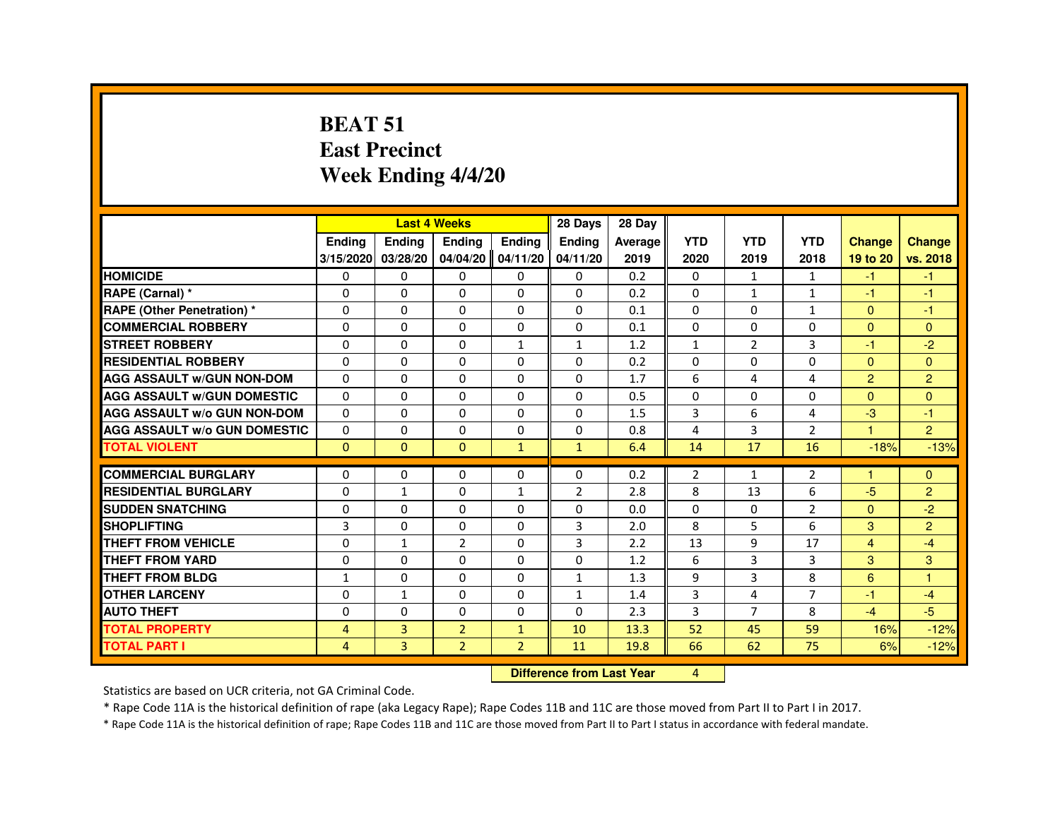# BEAT 51
# East Precinct
# Week Ending 4/4/20

| | Last 4 Weeks | | | | 28 Days | 28 Day | | | | | |
|---|---|---|---|---|---|---|---|---|---|---|---|
| | Ending 3/15/2020 | Ending 03/28/20 | Ending 04/04/20 | Ending 04/11/20 | Ending 04/11/20 | Average 2019 | YTD 2020 | YTD 2019 | YTD 2018 | Change 19 to 20 | Change vs. 2018 |
| HOMICIDE | 0 | 0 | 0 | 0 | 0 | 0.2 | 0 | 1 | 1 | -1 | -1 |
| RAPE (Carnal) * | 0 | 0 | 0 | 0 | 0 | 0.2 | 0 | 1 | 1 | -1 | -1 |
| RAPE (Other Penetration) * | 0 | 0 | 0 | 0 | 0 | 0.1 | 0 | 0 | 1 | 0 | -1 |
| COMMERCIAL ROBBERY | 0 | 0 | 0 | 0 | 0 | 0.1 | 0 | 0 | 0 | 0 | 0 |
| STREET ROBBERY | 0 | 0 | 0 | 1 | 1 | 1.2 | 1 | 2 | 3 | -1 | -2 |
| RESIDENTIAL ROBBERY | 0 | 0 | 0 | 0 | 0 | 0.2 | 0 | 0 | 0 | 0 | 0 |
| AGG ASSAULT w/GUN NON-DOM | 0 | 0 | 0 | 0 | 0 | 1.7 | 6 | 4 | 4 | 2 | 2 |
| AGG ASSAULT w/GUN DOMESTIC | 0 | 0 | 0 | 0 | 0 | 0.5 | 0 | 0 | 0 | 0 | 0 |
| AGG ASSAULT w/o GUN NON-DOM | 0 | 0 | 0 | 0 | 0 | 1.5 | 3 | 6 | 4 | -3 | -1 |
| AGG ASSAULT w/o GUN DOMESTIC | 0 | 0 | 0 | 0 | 0 | 0.8 | 4 | 3 | 2 | 1 | 2 |
| TOTAL VIOLENT | 0 | 0 | 0 | 1 | 1 | 6.4 | 14 | 17 | 16 | -18% | -13% |
| COMMERCIAL BURGLARY | 0 | 0 | 0 | 0 | 0 | 0.2 | 2 | 1 | 2 | 1 | 0 |
| RESIDENTIAL BURGLARY | 0 | 1 | 0 | 1 | 2 | 2.8 | 8 | 13 | 6 | -5 | 2 |
| SUDDEN SNATCHING | 0 | 0 | 0 | 0 | 0 | 0.0 | 0 | 0 | 2 | 0 | -2 |
| SHOPLIFTING | 3 | 0 | 0 | 0 | 3 | 2.0 | 8 | 5 | 6 | 3 | 2 |
| THEFT FROM VEHICLE | 0 | 1 | 2 | 0 | 3 | 2.2 | 13 | 9 | 17 | 4 | -4 |
| THEFT FROM YARD | 0 | 0 | 0 | 0 | 0 | 1.2 | 6 | 3 | 3 | 3 | 3 |
| THEFT FROM BLDG | 1 | 0 | 0 | 0 | 1 | 1.3 | 9 | 3 | 8 | 6 | 1 |
| OTHER LARCENY | 0 | 1 | 0 | 0 | 1 | 1.4 | 3 | 4 | 7 | -1 | -4 |
| AUTO THEFT | 0 | 0 | 0 | 0 | 0 | 2.3 | 3 | 7 | 8 | -4 | -5 |
| TOTAL PROPERTY | 4 | 3 | 2 | 1 | 10 | 13.3 | 52 | 45 | 59 | 16% | -12% |
| TOTAL PART I | 4 | 3 | 2 | 2 | 11 | 19.8 | 66 | 62 | 75 | 6% | -12% |

**Difference from Last Year** 4

Statistics are based on UCR criteria, not GA Criminal Code.

* Rape Code 11A is the historical definition of rape (aka Legacy Rape); Rape Codes 11B and 11C are those moved from Part II to Part I in 2017.

* Rape Code 11A is the historical definition of rape; Rape Codes 11B and 11C are those moved from Part II to Part I status in accordance with federal mandate.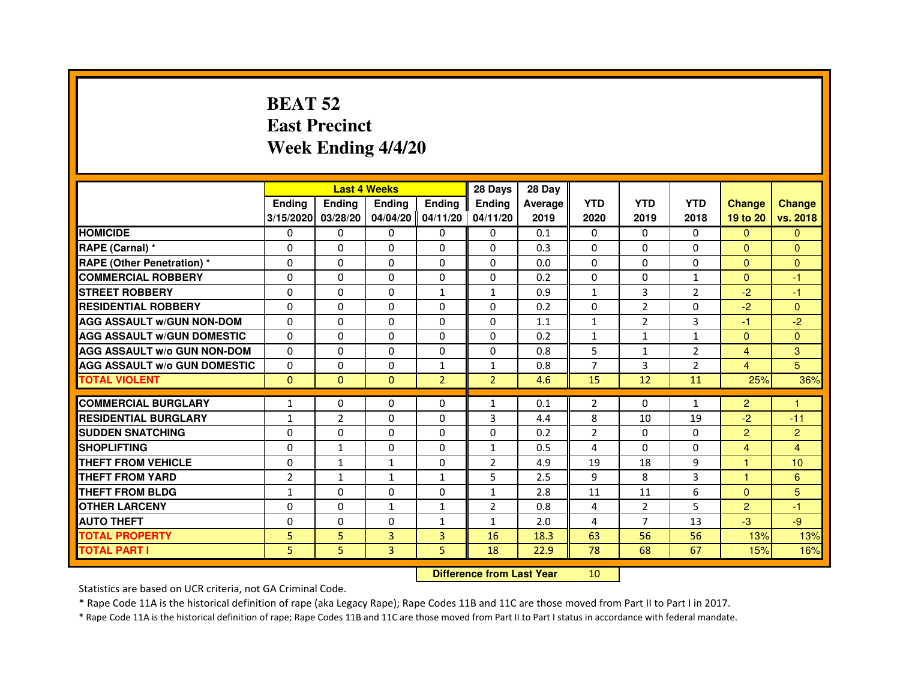# BEAT 52
# East Precinct
# Week Ending 4/4/20

| | Last 4 Weeks | | | | 28 Days | 28 Day | | | | | |
|---|---|---|---|---|---|---|---|---|---|---|---|
| | Ending 3/15/2020 | Ending 03/28/20 | Ending 04/04/20 | Ending 04/11/20 | Ending 04/11/20 | Average 2019 | YTD 2020 | YTD 2019 | YTD 2018 | Change 19 to 20 | Change vs. 2018 |
| **HOMICIDE** | 0 | 0 | 0 | 0 | 0 | 0.1 | 0 | 0 | 0 | 0 | 0 |
| **RAPE (Carnal) *** | 0 | 0 | 0 | 0 | 0 | 0.3 | 0 | 0 | 0 | 0 | 0 |
| **RAPE (Other Penetration) *** | 0 | 0 | 0 | 0 | 0 | 0.0 | 0 | 0 | 0 | 0 | 0 |
| **COMMERCIAL ROBBERY** | 0 | 0 | 0 | 0 | 0 | 0.2 | 0 | 0 | 1 | 0 | -1 |
| **STREET ROBBERY** | 0 | 0 | 0 | 1 | 1 | 0.9 | 1 | 3 | 2 | -2 | -1 |
| **RESIDENTIAL ROBBERY** | 0 | 0 | 0 | 0 | 0 | 0.2 | 0 | 2 | 0 | -2 | 0 |
| **AGG ASSAULT w/GUN NON-DOM** | 0 | 0 | 0 | 0 | 0 | 1.1 | 1 | 2 | 3 | -1 | -2 |
| **AGG ASSAULT w/GUN DOMESTIC** | 0 | 0 | 0 | 0 | 0 | 0.2 | 1 | 1 | 1 | 0 | 0 |
| **AGG ASSAULT w/o GUN NON-DOM** | 0 | 0 | 0 | 0 | 0 | 0.8 | 5 | 1 | 2 | 4 | 3 |
| **AGG ASSAULT w/o GUN DOMESTIC** | 0 | 0 | 0 | 1 | 1 | 0.8 | 7 | 3 | 2 | 4 | 5 |
| **TOTAL VIOLENT** | 0 | 0 | 0 | 2 | 2 | 4.6 | 15 | 12 | 11 | 25% | 36% |
| **COMMERCIAL BURGLARY** | 1 | 0 | 0 | 0 | 1 | 0.1 | 2 | 0 | 1 | 2 | 1 |
| **RESIDENTIAL BURGLARY** | 1 | 2 | 0 | 0 | 3 | 4.4 | 8 | 10 | 19 | -2 | -11 |
| **SUDDEN SNATCHING** | 0 | 0 | 0 | 0 | 0 | 0.2 | 2 | 0 | 0 | 2 | 2 |
| **SHOPLIFTING** | 0 | 1 | 0 | 0 | 1 | 0.5 | 4 | 0 | 0 | 4 | 4 |
| **THEFT FROM VEHICLE** | 0 | 1 | 1 | 0 | 2 | 4.9 | 19 | 18 | 9 | 1 | 10 |
| **THEFT FROM YARD** | 2 | 1 | 1 | 1 | 5 | 2.5 | 9 | 8 | 3 | 1 | 6 |
| **THEFT FROM BLDG** | 1 | 0 | 0 | 0 | 1 | 2.8 | 11 | 11 | 6 | 0 | 5 |
| **OTHER LARCENY** | 0 | 0 | 1 | 1 | 2 | 0.8 | 4 | 2 | 5 | 2 | -1 |
| **AUTO THEFT** | 0 | 0 | 0 | 1 | 1 | 2.0 | 4 | 7 | 13 | -3 | -9 |
| **TOTAL PROPERTY** | 5 | 5 | 3 | 3 | 16 | 18.3 | 63 | 56 | 56 | 13% | 13% |
| **TOTAL PART I** | 5 | 5 | 3 | 5 | 18 | 22.9 | 78 | 68 | 67 | 15% | 16% |

**Difference from Last Year** 10

Statistics are based on UCR criteria, not GA Criminal Code.

* Rape Code 11A is the historical definition of rape (aka Legacy Rape); Rape Codes 11B and 11C are those moved from Part II to Part I in 2017.

* Rape Code 11A is the historical definition of rape; Rape Codes 11B and 11C are those moved from Part II to Part I status in accordance with federal mandate.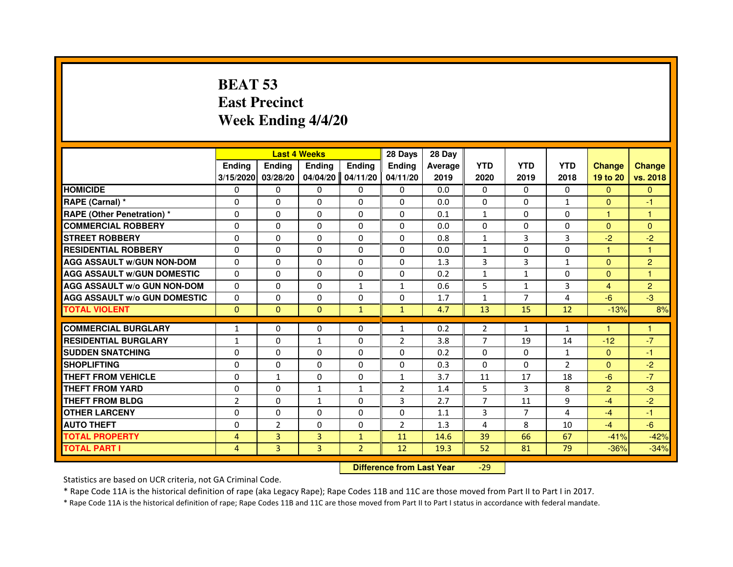# BEAT 53
# East Precinct
# Week Ending 4/4/20

| | Last 4 Weeks | | | | 28 Days | 28 Day | | | | | |
|---|---|---|---|---|---|---|---|---|---|---|---|
| | Ending 3/15/2020 | Ending 03/28/20 | Ending 04/04/20 | Ending 04/11/20 | Ending 04/11/20 | Average 2019 | YTD 2020 | YTD 2019 | YTD 2018 | Change 19 to 20 | Change vs. 2018 |
| HOMICIDE | 0 | 0 | 0 | 0 | 0 | 0.0 | 0 | 0 | 0 | 0 | 0 |
| RAPE (Carnal) * | 0 | 0 | 0 | 0 | 0 | 0.0 | 0 | 0 | 1 | 0 | -1 |
| RAPE (Other Penetration) * | 0 | 0 | 0 | 0 | 0 | 0.1 | 1 | 0 | 0 | 1 | 1 |
| COMMERCIAL ROBBERY | 0 | 0 | 0 | 0 | 0 | 0.0 | 0 | 0 | 0 | 0 | 0 |
| STREET ROBBERY | 0 | 0 | 0 | 0 | 0 | 0.8 | 1 | 3 | 3 | -2 | -2 |
| RESIDENTIAL ROBBERY | 0 | 0 | 0 | 0 | 0 | 0.0 | 1 | 0 | 0 | 1 | 1 |
| AGG ASSAULT w/GUN NON-DOM | 0 | 0 | 0 | 0 | 0 | 1.3 | 3 | 3 | 1 | 0 | 2 |
| AGG ASSAULT w/GUN DOMESTIC | 0 | 0 | 0 | 0 | 0 | 0.2 | 1 | 1 | 0 | 0 | 1 |
| AGG ASSAULT w/o GUN NON-DOM | 0 | 0 | 0 | 1 | 1 | 0.6 | 5 | 1 | 3 | 4 | 2 |
| AGG ASSAULT w/o GUN DOMESTIC | 0 | 0 | 0 | 0 | 0 | 1.7 | 1 | 7 | 4 | -6 | -3 |
| TOTAL VIOLENT | 0 | 0 | 0 | 1 | 1 | 4.7 | 13 | 15 | 12 | -13% | 8% |
| COMMERCIAL BURGLARY | 1 | 0 | 0 | 0 | 1 | 0.2 | 2 | 1 | 1 | 1 | 1 |
| RESIDENTIAL BURGLARY | 1 | 0 | 1 | 0 | 2 | 3.8 | 7 | 19 | 14 | -12 | -7 |
| SUDDEN SNATCHING | 0 | 0 | 0 | 0 | 0 | 0.2 | 0 | 0 | 1 | 0 | -1 |
| SHOPLIFTING | 0 | 0 | 0 | 0 | 0 | 0.3 | 0 | 0 | 2 | 0 | -2 |
| THEFT FROM VEHICLE | 0 | 1 | 0 | 0 | 1 | 3.7 | 11 | 17 | 18 | -6 | -7 |
| THEFT FROM YARD | 0 | 0 | 1 | 1 | 2 | 1.4 | 5 | 3 | 8 | 2 | -3 |
| THEFT FROM BLDG | 2 | 0 | 1 | 0 | 3 | 2.7 | 7 | 11 | 9 | -4 | -2 |
| OTHER LARCENY | 0 | 0 | 0 | 0 | 0 | 1.1 | 3 | 7 | 4 | -4 | -1 |
| AUTO THEFT | 0 | 2 | 0 | 0 | 2 | 1.3 | 4 | 8 | 10 | -4 | -6 |
| TOTAL PROPERTY | 4 | 3 | 3 | 1 | 11 | 14.6 | 39 | 66 | 67 | -41% | -42% |
| TOTAL PART I | 4 | 3 | 3 | 2 | 12 | 19.3 | 52 | 81 | 79 | -36% | -34% |

**Difference from Last Year** -29

Statistics are based on UCR criteria, not GA Criminal Code.

* Rape Code 11A is the historical definition of rape (aka Legacy Rape); Rape Codes 11B and 11C are those moved from Part II to Part I in 2017.

* Rape Code 11A is the historical definition of rape; Rape Codes 11B and 11C are those moved from Part II to Part I status in accordance with federal mandate.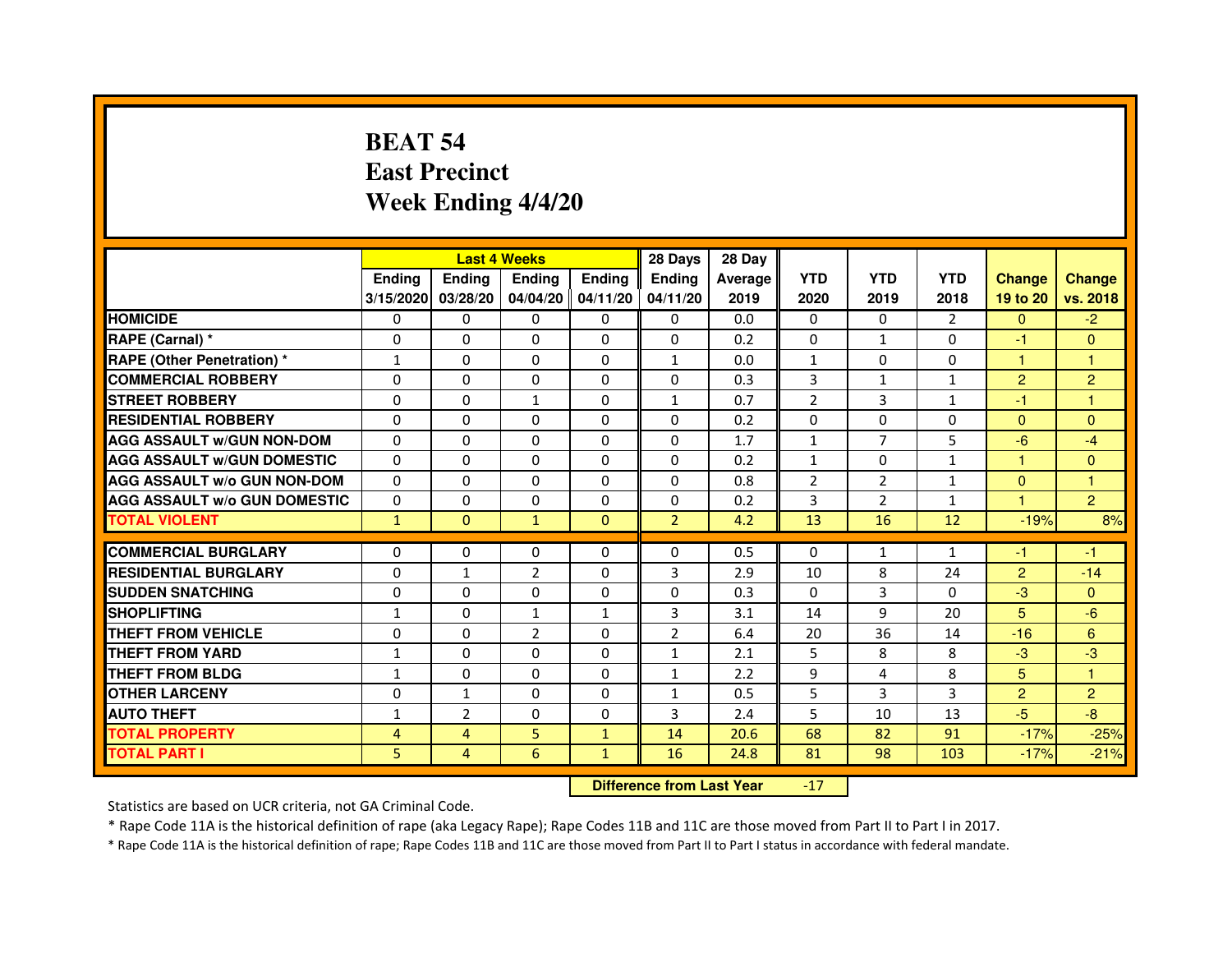# BEAT 54
# East Precinct
# Week Ending 4/4/20

| | Last 4 Weeks | | | | 28 Days | 28 Day | | | | | |
|---|---|---|---|---|---|---|---|---|---|---|---|
| | Ending 3/15/2020 | Ending 03/28/20 | Ending 04/04/20 | Ending 04/11/20 | Ending 04/11/20 | Average 2019 | YTD 2020 | YTD 2019 | YTD 2018 | Change 19 to 20 | Change vs. 2018 |
| **HOMICIDE** | 0 | 0 | 0 | 0 | 0 | 0.0 | 0 | 0 | 2 | 0 | -2 |
| **RAPE (Carnal) *** | 0 | 0 | 0 | 0 | 0 | 0.2 | 0 | 1 | 0 | -1 | 0 |
| **RAPE (Other Penetration) *** | 1 | 0 | 0 | 0 | 1 | 0.0 | 1 | 0 | 0 | 1 | 1 |
| **COMMERCIAL ROBBERY** | 0 | 0 | 0 | 0 | 0 | 0.3 | 3 | 1 | 1 | 2 | 2 |
| **STREET ROBBERY** | 0 | 0 | 1 | 0 | 1 | 0.7 | 2 | 3 | 1 | -1 | 1 |
| **RESIDENTIAL ROBBERY** | 0 | 0 | 0 | 0 | 0 | 0.2 | 0 | 0 | 0 | 0 | 0 |
| **AGG ASSAULT w/GUN NON-DOM** | 0 | 0 | 0 | 0 | 0 | 1.7 | 1 | 7 | 5 | -6 | -4 |
| **AGG ASSAULT w/GUN DOMESTIC** | 0 | 0 | 0 | 0 | 0 | 0.2 | 1 | 0 | 1 | 1 | 0 |
| **AGG ASSAULT w/o GUN NON-DOM** | 0 | 0 | 0 | 0 | 0 | 0.8 | 2 | 2 | 1 | 0 | 1 |
| **AGG ASSAULT w/o GUN DOMESTIC** | 0 | 0 | 0 | 0 | 0 | 0.2 | 3 | 2 | 1 | 1 | 2 |
| **TOTAL VIOLENT** | 1 | 0 | 1 | 0 | 2 | 4.2 | 13 | 16 | 12 | -19% | 8% |
| **COMMERCIAL BURGLARY** | 0 | 0 | 0 | 0 | 0 | 0.5 | 0 | 1 | 1 | -1 | -1 |
| **RESIDENTIAL BURGLARY** | 0 | 1 | 2 | 0 | 3 | 2.9 | 10 | 8 | 24 | 2 | -14 |
| **SUDDEN SNATCHING** | 0 | 0 | 0 | 0 | 0 | 0.3 | 0 | 3 | 0 | -3 | 0 |
| **SHOPLIFTING** | 1 | 0 | 1 | 1 | 3 | 3.1 | 14 | 9 | 20 | 5 | -6 |
| **THEFT FROM VEHICLE** | 0 | 0 | 2 | 0 | 2 | 6.4 | 20 | 36 | 14 | -16 | 6 |
| **THEFT FROM YARD** | 1 | 0 | 0 | 0 | 1 | 2.1 | 5 | 8 | 8 | -3 | -3 |
| **THEFT FROM BLDG** | 1 | 0 | 0 | 0 | 1 | 2.2 | 9 | 4 | 8 | 5 | 1 |
| **OTHER LARCENY** | 0 | 1 | 0 | 0 | 1 | 0.5 | 5 | 3 | 3 | 2 | 2 |
| **AUTO THEFT** | 1 | 2 | 0 | 0 | 3 | 2.4 | 5 | 10 | 13 | -5 | -8 |
| **TOTAL PROPERTY** | 4 | 4 | 5 | 1 | 14 | 20.6 | 68 | 82 | 91 | -17% | -25% |
| **TOTAL PART I** | 5 | 4 | 6 | 1 | 16 | 24.8 | 81 | 98 | 103 | -17% | -21% |

**Difference from Last Year** -17

Statistics are based on UCR criteria, not GA Criminal Code.

* Rape Code 11A is the historical definition of rape (aka Legacy Rape); Rape Codes 11B and 11C are those moved from Part II to Part I in 2017.

* Rape Code 11A is the historical definition of rape; Rape Codes 11B and 11C are those moved from Part II to Part I status in accordance with federal mandate.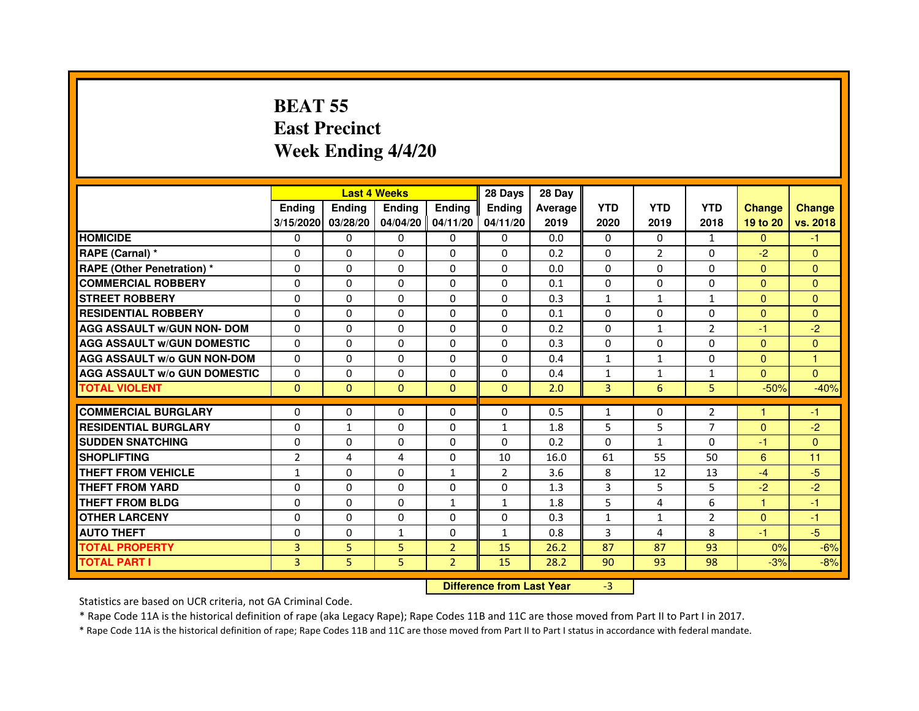# BEAT 55
## East Precinct
## Week Ending 4/4/20

| | Last 4 Weeks | | | | 28 Days | 28 Day | | | | | |
|---|---|---|---|---|---|---|---|---|---|---|---|
| | Ending 3/15/2020 | Ending 03/28/20 | Ending 04/04/20 | Ending 04/11/20 | Ending 04/11/20 | Average 2019 | YTD 2020 | YTD 2019 | YTD 2018 | Change 19 to 20 | Change vs. 2018 |
| HOMICIDE | 0 | 0 | 0 | 0 | 0 | 0.0 | 0 | 0 | 1 | 0 | -1 |
| RAPE (Carnal) * | 0 | 0 | 0 | 0 | 0 | 0.2 | 0 | 2 | 0 | -2 | 0 |
| RAPE (Other Penetration) * | 0 | 0 | 0 | 0 | 0 | 0.0 | 0 | 0 | 0 | 0 | 0 |
| COMMERCIAL ROBBERY | 0 | 0 | 0 | 0 | 0 | 0.1 | 0 | 0 | 0 | 0 | 0 |
| STREET ROBBERY | 0 | 0 | 0 | 0 | 0 | 0.3 | 1 | 1 | 1 | 0 | 0 |
| RESIDENTIAL ROBBERY | 0 | 0 | 0 | 0 | 0 | 0.1 | 0 | 0 | 0 | 0 | 0 |
| AGG ASSAULT w/GUN NON- DOM | 0 | 0 | 0 | 0 | 0 | 0.2 | 0 | 1 | 2 | -1 | -2 |
| AGG ASSAULT w/GUN DOMESTIC | 0 | 0 | 0 | 0 | 0 | 0.3 | 0 | 0 | 0 | 0 | 0 |
| AGG ASSAULT w/o GUN NON-DOM | 0 | 0 | 0 | 0 | 0 | 0.4 | 1 | 1 | 0 | 0 | 1 |
| AGG ASSAULT w/o GUN DOMESTIC | 0 | 0 | 0 | 0 | 0 | 0.4 | 1 | 1 | 1 | 0 | 0 |
| TOTAL VIOLENT | 0 | 0 | 0 | 0 | 0 | 2.0 | 3 | 6 | 5 | -50% | -40% |
| COMMERCIAL BURGLARY | 0 | 0 | 0 | 0 | 0 | 0.5 | 1 | 0 | 2 | 1 | -1 |
| RESIDENTIAL BURGLARY | 0 | 1 | 0 | 0 | 1 | 1.8 | 5 | 5 | 7 | 0 | -2 |
| SUDDEN SNATCHING | 0 | 0 | 0 | 0 | 0 | 0.2 | 0 | 1 | 0 | -1 | 0 |
| SHOPLIFTING | 2 | 4 | 4 | 0 | 10 | 16.0 | 61 | 55 | 50 | 6 | 11 |
| THEFT FROM VEHICLE | 1 | 0 | 0 | 1 | 2 | 3.6 | 8 | 12 | 13 | -4 | -5 |
| THEFT FROM YARD | 0 | 0 | 0 | 0 | 0 | 1.3 | 3 | 5 | 5 | -2 | -2 |
| THEFT FROM BLDG | 0 | 0 | 0 | 1 | 1 | 1.8 | 5 | 4 | 6 | 1 | -1 |
| OTHER LARCENY | 0 | 0 | 0 | 0 | 0 | 0.3 | 1 | 1 | 2 | 0 | -1 |
| AUTO THEFT | 0 | 0 | 1 | 0 | 1 | 0.8 | 3 | 4 | 8 | -1 | -5 |
| TOTAL PROPERTY | 3 | 5 | 5 | 2 | 15 | 26.2 | 87 | 87 | 93 | 0% | -6% |
| TOTAL PART I | 3 | 5 | 5 | 2 | 15 | 28.2 | 90 | 93 | 98 | -3% | -8% |

**Difference from Last Year** -3

Statistics are based on UCR criteria, not GA Criminal Code.

* Rape Code 11A is the historical definition of rape (aka Legacy Rape); Rape Codes 11B and 11C are those moved from Part II to Part I in 2017.

* Rape Code 11A is the historical definition of rape; Rape Codes 11B and 11C are those moved from Part II to Part I status in accordance with federal mandate.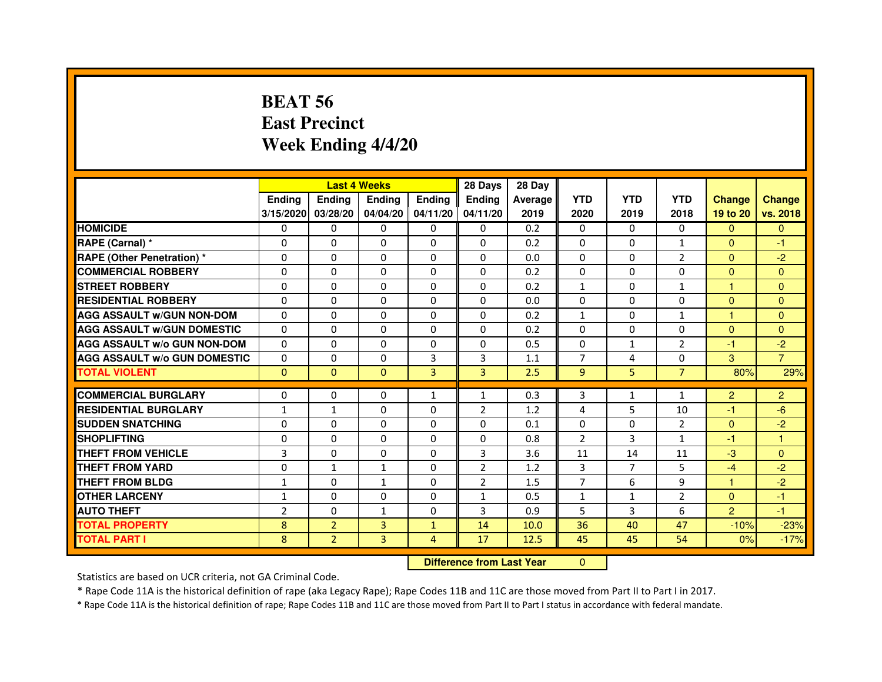# BEAT 56
# East Precinct
# Week Ending 4/4/20

| | Last 4 Weeks | | | | 28 Days | 28 Day | | | | | |
|---|---|---|---|---|---|---|---|---|---|---|---|
| | Ending 3/15/2020 | Ending 03/28/20 | Ending 04/04/20 | Ending 04/11/20 | Ending 04/11/20 | Average 2019 | YTD 2020 | YTD 2019 | YTD 2018 | Change 19 to 20 | Change vs. 2018 |
| HOMICIDE | 0 | 0 | 0 | 0 | 0 | 0.2 | 0 | 0 | 0 | 0 | 0 |
| RAPE (Carnal) * | 0 | 0 | 0 | 0 | 0 | 0.2 | 0 | 0 | 1 | 0 | -1 |
| RAPE (Other Penetration) * | 0 | 0 | 0 | 0 | 0 | 0.0 | 0 | 0 | 2 | 0 | -2 |
| COMMERCIAL ROBBERY | 0 | 0 | 0 | 0 | 0 | 0.2 | 0 | 0 | 0 | 0 | 0 |
| STREET ROBBERY | 0 | 0 | 0 | 0 | 0 | 0.2 | 1 | 0 | 1 | 1 | 0 |
| RESIDENTIAL ROBBERY | 0 | 0 | 0 | 0 | 0 | 0.0 | 0 | 0 | 0 | 0 | 0 |
| AGG ASSAULT w/GUN NON-DOM | 0 | 0 | 0 | 0 | 0 | 0.2 | 1 | 0 | 1 | 1 | 0 |
| AGG ASSAULT w/GUN DOMESTIC | 0 | 0 | 0 | 0 | 0 | 0.2 | 0 | 0 | 0 | 0 | 0 |
| AGG ASSAULT w/o GUN NON-DOM | 0 | 0 | 0 | 0 | 0 | 0.5 | 0 | 1 | 2 | -1 | -2 |
| AGG ASSAULT w/o GUN DOMESTIC | 0 | 0 | 0 | 3 | 3 | 1.1 | 7 | 4 | 0 | 3 | 7 |
| TOTAL VIOLENT | 0 | 0 | 0 | 3 | 3 | 2.5 | 9 | 5 | 7 | 80% | 29% |
| COMMERCIAL BURGLARY | 0 | 0 | 0 | 1 | 1 | 0.3 | 3 | 1 | 1 | 2 | 2 |
| RESIDENTIAL BURGLARY | 1 | 1 | 0 | 0 | 2 | 1.2 | 4 | 5 | 10 | -1 | -6 |
| SUDDEN SNATCHING | 0 | 0 | 0 | 0 | 0 | 0.1 | 0 | 0 | 2 | 0 | -2 |
| SHOPLIFTING | 0 | 0 | 0 | 0 | 0 | 0.8 | 2 | 3 | 1 | -1 | 1 |
| THEFT FROM VEHICLE | 3 | 0 | 0 | 0 | 3 | 3.6 | 11 | 14 | 11 | -3 | 0 |
| THEFT FROM YARD | 0 | 1 | 1 | 0 | 2 | 1.2 | 3 | 7 | 5 | -4 | -2 |
| THEFT FROM BLDG | 1 | 0 | 1 | 0 | 2 | 1.5 | 7 | 6 | 9 | 1 | -2 |
| OTHER LARCENY | 1 | 0 | 0 | 0 | 1 | 0.5 | 1 | 1 | 2 | 0 | -1 |
| AUTO THEFT | 2 | 0 | 1 | 0 | 3 | 0.9 | 5 | 3 | 6 | 2 | -1 |
| TOTAL PROPERTY | 8 | 2 | 3 | 1 | 14 | 10.0 | 36 | 40 | 47 | -10% | -23% |
| TOTAL PART I | 8 | 2 | 3 | 4 | 17 | 12.5 | 45 | 45 | 54 | 0% | -17% |

Difference from Last Year: 0

Statistics are based on UCR criteria, not GA Criminal Code.

* Rape Code 11A is the historical definition of rape (aka Legacy Rape); Rape Codes 11B and 11C are those moved from Part II to Part I in 2017.

* Rape Code 11A is the historical definition of rape; Rape Codes 11B and 11C are those moved from Part II to Part I status in accordance with federal mandate.